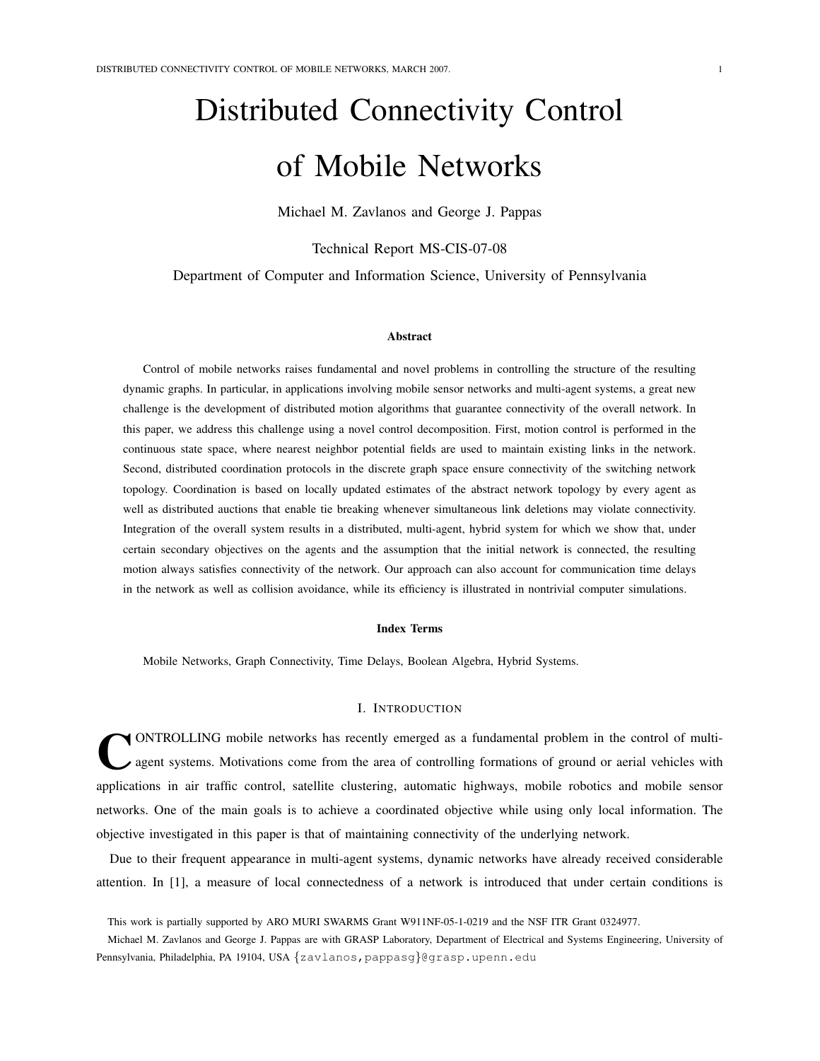# Distributed Connectivity Control of Mobile Networks

Michael M. Zavlanos and George J. Pappas

Technical Report MS-CIS-07-08

Department of Computer and Information Science, University of Pennsylvania

### Abstract

Control of mobile networks raises fundamental and novel problems in controlling the structure of the resulting dynamic graphs. In particular, in applications involving mobile sensor networks and multi-agent systems, a great new challenge is the development of distributed motion algorithms that guarantee connectivity of the overall network. In this paper, we address this challenge using a novel control decomposition. First, motion control is performed in the continuous state space, where nearest neighbor potential fields are used to maintain existing links in the network. Second, distributed coordination protocols in the discrete graph space ensure connectivity of the switching network topology. Coordination is based on locally updated estimates of the abstract network topology by every agent as well as distributed auctions that enable tie breaking whenever simultaneous link deletions may violate connectivity. Integration of the overall system results in a distributed, multi-agent, hybrid system for which we show that, under certain secondary objectives on the agents and the assumption that the initial network is connected, the resulting motion always satisfies connectivity of the network. Our approach can also account for communication time delays in the network as well as collision avoidance, while its efficiency is illustrated in nontrivial computer simulations.

### Index Terms

Mobile Networks, Graph Connectivity, Time Delays, Boolean Algebra, Hybrid Systems.

## I. Introduction

Controlling mobile networks has recently emerged as a fundamental problem in the control of multi-agent systems. Motivations come from the area of controlling formations of ground or aerial vehicles with applications in air traffic control, satellite clustering, automatic highways, mobile robotics and mobile sensor networks. One of the main goals is to achieve a coordinated objective while using only local information. The objective investigated in this paper is that of maintaining connectivity of the underlying network.

Due to their frequent appearance in multi-agent systems, dynamic networks have already received considerable attention. In [1], a measure of local connectedness of a network is introduced that under certain conditions is

This work is partially supported by ARO MURI SWARMS Grant W911NF-05-1-0219 and the NSF ITR Grant 0324977.

Michael M. Zavlanos and George J. Pappas are with GRASP Laboratory, Department of Electrical and Systems Engineering, University of Pennsylvania, Philadelphia, PA 19104, USA {zavlanos,pappasg}@grasp.upenn.edu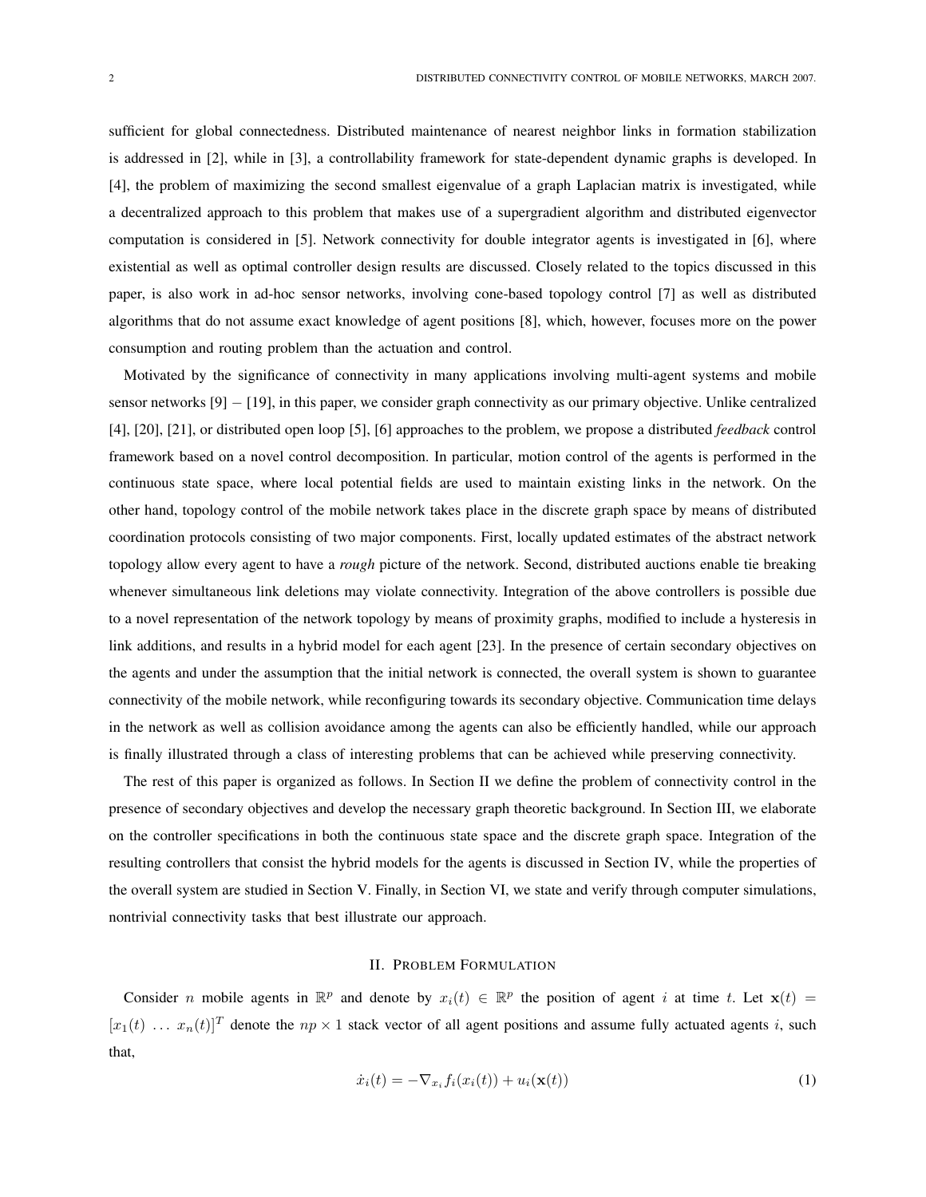sufficient for global connectedness. Distributed maintenance of nearest neighbor links in formation stabilization is addressed in [2], while in [3], a controllability framework for state-dependent dynamic graphs is developed. In [4], the problem of maximizing the second smallest eigenvalue of a graph Laplacian matrix is investigated, while a decentralized approach to this problem that makes use of a supergradient algorithm and distributed eigenvector computation is considered in [5]. Network connectivity for double integrator agents is investigated in [6], where existential as well as optimal controller design results are discussed. Closely related to the topics discussed in this paper, is also work in ad-hoc sensor networks, involving cone-based topology control [7] as well as distributed algorithms that do not assume exact knowledge of agent positions [8], which, however, focuses more on the power consumption and routing problem than the actuation and control.

Motivated by the significance of connectivity in many applications involving multi-agent systems and mobile sensor networks [9] − [19], in this paper, we consider graph connectivity as our primary objective. Unlike centralized [4], [20], [21], or distributed open loop [5], [6] approaches to the problem, we propose a distributed *feedback* control framework based on a novel control decomposition. In particular, motion control of the agents is performed in the continuous state space, where local potential fields are used to maintain existing links in the network. On the other hand, topology control of the mobile network takes place in the discrete graph space by means of distributed coordination protocols consisting of two major components. First, locally updated estimates of the abstract network topology allow every agent to have a *rough* picture of the network. Second, distributed auctions enable tie breaking whenever simultaneous link deletions may violate connectivity. Integration of the above controllers is possible due to a novel representation of the network topology by means of proximity graphs, modified to include a hysteresis in link additions, and results in a hybrid model for each agent [23]. In the presence of certain secondary objectives on the agents and under the assumption that the initial network is connected, the overall system is shown to guarantee connectivity of the mobile network, while reconfiguring towards its secondary objective. Communication time delays in the network as well as collision avoidance among the agents can also be efficiently handled, while our approach is finally illustrated through a class of interesting problems that can be achieved while preserving connectivity.

The rest of this paper is organized as follows. In Section II we define the problem of connectivity control in the presence of secondary objectives and develop the necessary graph theoretic background. In Section III, we elaborate on the controller specifications in both the continuous state space and the discrete graph space. Integration of the resulting controllers that consist the hybrid models for the agents is discussed in Section IV, while the properties of the overall system are studied in Section V. Finally, in Section VI, we state and verify through computer simulations, nontrivial connectivity tasks that best illustrate our approach.

## II. Problem Formulation

Consider $n$ mobile agents in $\mathbb{R}^p$ and denote by $x_i(t) \in \mathbb{R}^p$ the position of agent $i$ at time $t$. Let $\mathbf{x}(t) = [x_1(t) \ \dots \ x_n(t)]^T$ denote the $np \times 1$ stack vector of all agent positions and assume fully actuated agents $i$, such that,

$$\dot{x}_i(t) = -\nabla_{x_i} f_i(x_i(t)) + u_i(\mathbf{x}(t)) \tag{1}$$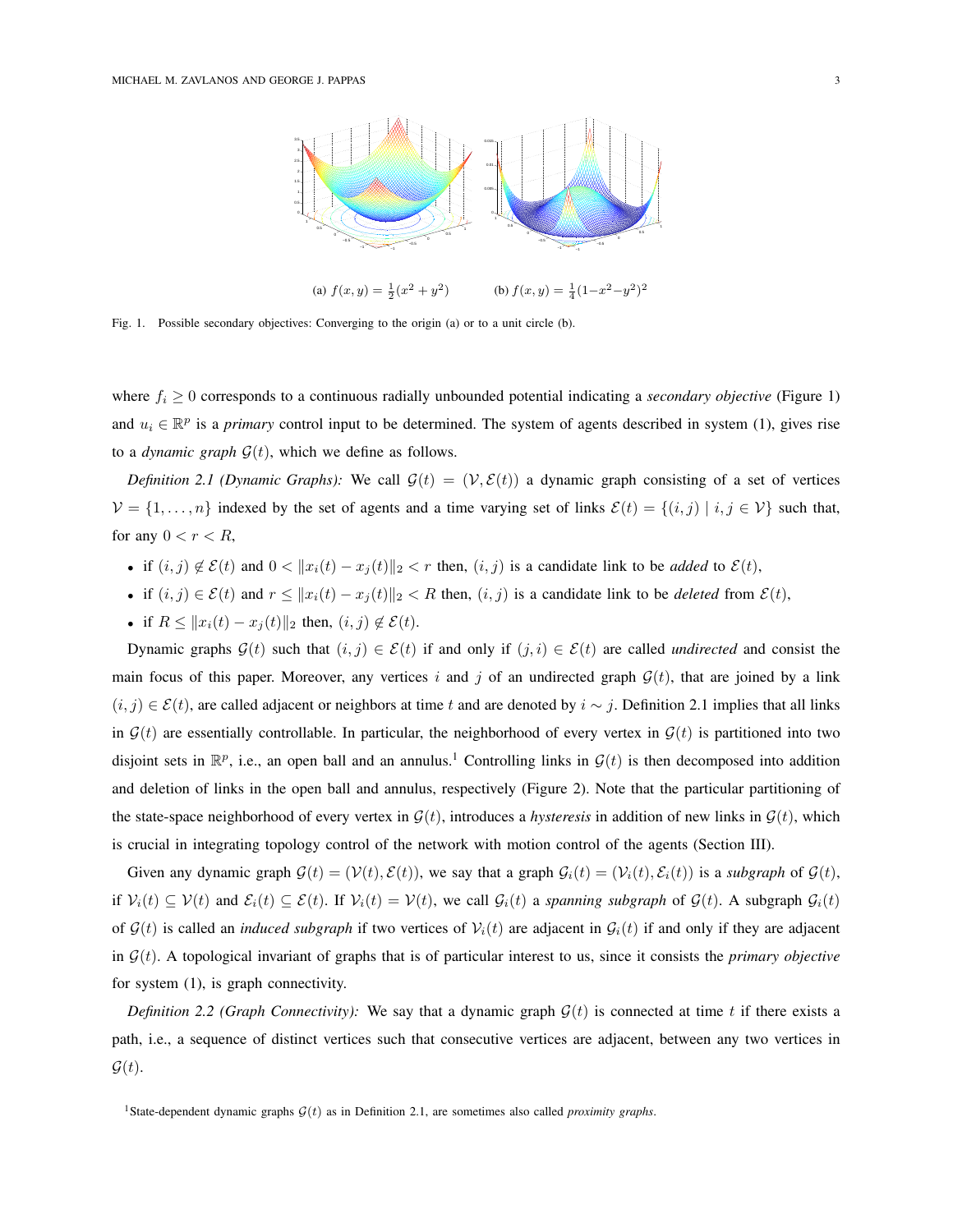(a) $f(x,y) = \frac{1}{2}(x^2+y^2)$ (b) $f(x,y) = \frac{1}{4}(1-x^2-y^2)^2$

Fig. 1. Possible secondary objectives: Converging to the origin (a) or to a unit circle (b).

where $f_i \geq 0$ corresponds to a continuous radially unbounded potential indicating a *secondary objective* (Figure 1) and $u_i \in \mathbb{R}^p$ is a *primary* control input to be determined. The system of agents described in system (1), gives rise to a *dynamic graph* $\mathcal{G}(t)$, which we define as follows.

*Definition 2.1 (Dynamic Graphs):* We call $\mathcal{G}(t) = (\mathcal{V}, \mathcal{E}(t))$ a dynamic graph consisting of a set of vertices $\mathcal{V} = \{1, \dots, n\}$ indexed by the set of agents and a time varying set of links $\mathcal{E}(t) = \{(i,j) \mid i,j \in \mathcal{V}\}$ such that, for any $0 < r < R$,

- if $(i,j) \notin \mathcal{E}(t)$ and $0 < \|x_i(t) - x_j(t)\|_2 < r$ then, $(i,j)$ is a candidate link to be *added* to $\mathcal{E}(t)$,
- if $(i,j) \in \mathcal{E}(t)$ and $r \leq \|x_i(t) - x_j(t)\|_2 < R$ then, $(i,j)$ is a candidate link to be *deleted* from $\mathcal{E}(t)$,
- if $R \leq \|x_i(t) - x_j(t)\|_2$ then, $(i,j) \notin \mathcal{E}(t)$.

Dynamic graphs $\mathcal{G}(t)$ such that $(i,j) \in \mathcal{E}(t)$ if and only if $(j,i) \in \mathcal{E}(t)$ are called *undirected* and consist the main focus of this paper. Moreover, any vertices $i$ and $j$ of an undirected graph $\mathcal{G}(t)$, that are joined by a link $(i,j) \in \mathcal{E}(t)$, are called adjacent or neighbors at time $t$ and are denoted by $i \sim j$. Definition 2.1 implies that all links in $\mathcal{G}(t)$ are essentially controllable. In particular, the neighborhood of every vertex in $\mathcal{G}(t)$ is partitioned into two disjoint sets in $\mathbb{R}^p$, i.e., an open ball and an annulus.[1] Controlling links in $\mathcal{G}(t)$ is then decomposed into addition and deletion of links in the open ball and annulus, respectively (Figure 2). Note that the particular partitioning of the state-space neighborhood of every vertex in $\mathcal{G}(t)$, introduces a *hysteresis* in addition of new links in $\mathcal{G}(t)$, which is crucial in integrating topology control of the network with motion control of the agents (Section III).

Given any dynamic graph $\mathcal{G}(t) = (\mathcal{V}(t), \mathcal{E}(t))$, we say that a graph $\mathcal{G}_i(t) = (\mathcal{V}_i(t), \mathcal{E}_i(t))$ is a *subgraph* of $\mathcal{G}(t)$, if $\mathcal{V}_i(t) \subseteq \mathcal{V}(t)$ and $\mathcal{E}_i(t) \subseteq \mathcal{E}(t)$. If $\mathcal{V}_i(t) = \mathcal{V}(t)$, we call $\mathcal{G}_i(t)$ a *spanning subgraph* of $\mathcal{G}(t)$. A subgraph $\mathcal{G}_i(t)$ of $\mathcal{G}(t)$ is called an *induced subgraph* if two vertices of $\mathcal{V}_i(t)$ are adjacent in $\mathcal{G}_i(t)$ if and only if they are adjacent in $\mathcal{G}(t)$. A topological invariant of graphs that is of particular interest to us, since it consists the *primary objective* for system (1), is graph connectivity.

*Definition 2.2 (Graph Connectivity):* We say that a dynamic graph $\mathcal{G}(t)$ is connected at time $t$ if there exists a path, i.e., a sequence of distinct vertices such that consecutive vertices are adjacent, between any two vertices in $\mathcal{G}(t)$.

[1] State-dependent dynamic graphs $\mathcal{G}(t)$ as in Definition 2.1, are sometimes also called *proximity graphs*.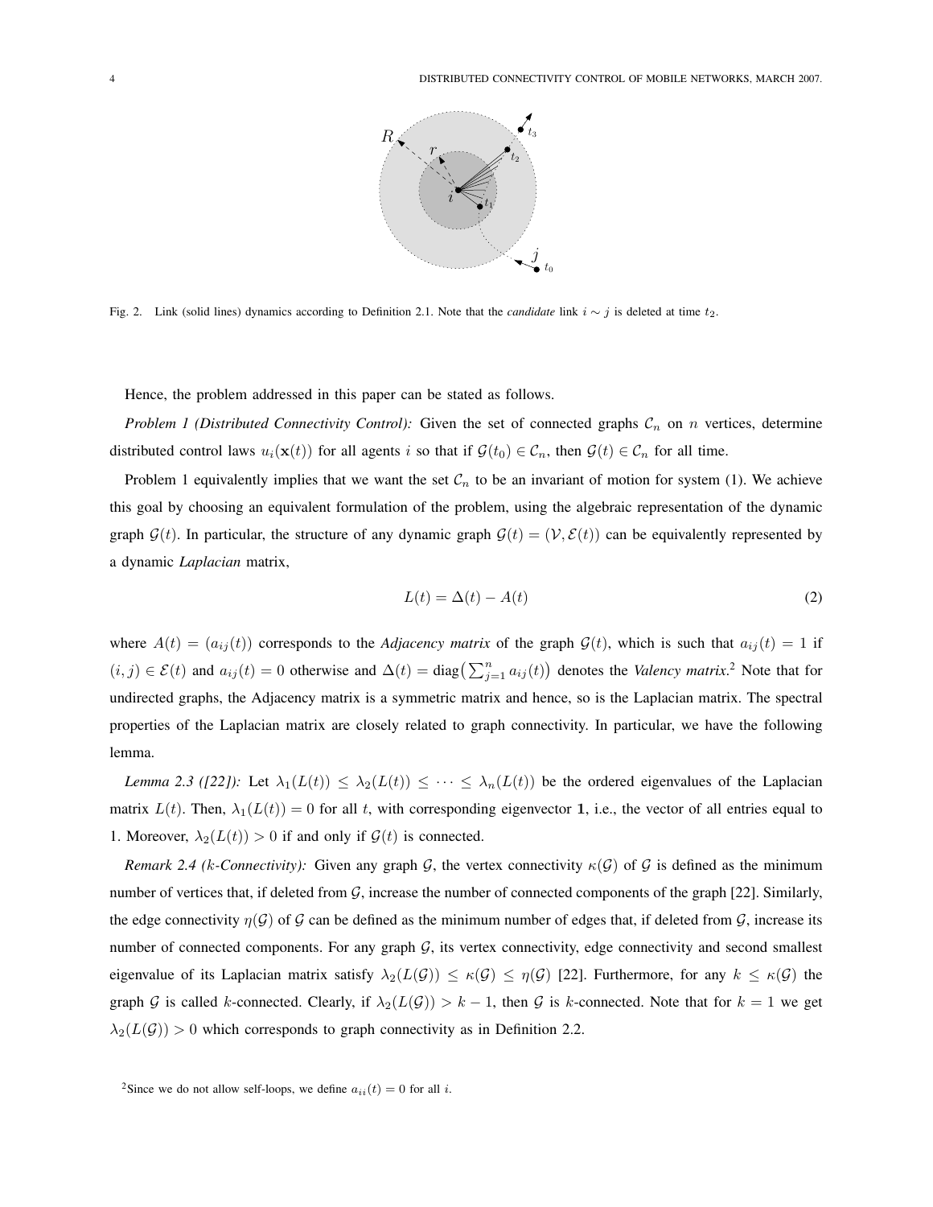Fig. 2. Link (solid lines) dynamics according to Definition 2.1. Note that the *candidate* link $i \sim j$ is deleted at time $t_2$.

Hence, the problem addressed in this paper can be stated as follows.

*Problem 1 (Distributed Connectivity Control):* Given the set of connected graphs $\mathcal{C}_n$ on $n$ vertices, determine distributed control laws $u_i(\mathbf{x}(t))$ for all agents $i$ so that if $\mathcal{G}(t_0) \in \mathcal{C}_n$, then $\mathcal{G}(t) \in \mathcal{C}_n$ for all time.

Problem 1 equivalently implies that we want the set $\mathcal{C}_n$ to be an invariant of motion for system (1). We achieve this goal by choosing an equivalent formulation of the problem, using the algebraic representation of the dynamic graph $\mathcal{G}(t)$. In particular, the structure of any dynamic graph $\mathcal{G}(t) = (\mathcal{V}, \mathcal{E}(t))$ can be equivalently represented by a dynamic *Laplacian* matrix,

$$L(t) = \Delta(t) - A(t) \tag{2}$$

where $A(t) = (a_{ij}(t))$ corresponds to the *Adjacency matrix* of the graph $\mathcal{G}(t)$, which is such that $a_{ij}(t) = 1$ if $(i, j) \in \mathcal{E}(t)$ and $a_{ij}(t) = 0$ otherwise and $\Delta(t) = \text{diag}\big(\sum_{j=1}^{n} a_{ij}(t)\big)$ denotes the *Valency matrix*.[2] Note that for undirected graphs, the Adjacency matrix is a symmetric matrix and hence, so is the Laplacian matrix. The spectral properties of the Laplacian matrix are closely related to graph connectivity. In particular, we have the following lemma.

*Lemma 2.3 ([22]):* Let $\lambda_1(L(t)) \leq \lambda_2(L(t)) \leq \cdots \leq \lambda_n(L(t))$ be the ordered eigenvalues of the Laplacian matrix $L(t)$. Then, $\lambda_1(L(t)) = 0$ for all $t$, with corresponding eigenvector $\mathbf{1}$, i.e., the vector of all entries equal to 1. Moreover, $\lambda_2(L(t)) > 0$ if and only if $\mathcal{G}(t)$ is connected.

*Remark 2.4 (k-Connectivity):* Given any graph $\mathcal{G}$, the vertex connectivity $\kappa(\mathcal{G})$ of $\mathcal{G}$ is defined as the minimum number of vertices that, if deleted from $\mathcal{G}$, increase the number of connected components of the graph [22]. Similarly, the edge connectivity $\eta(\mathcal{G})$ of $\mathcal{G}$ can be defined as the minimum number of edges that, if deleted from $\mathcal{G}$, increase its number of connected components. For any graph $\mathcal{G}$, its vertex connectivity, edge connectivity and second smallest eigenvalue of its Laplacian matrix satisfy $\lambda_2(L(\mathcal{G})) \leq \kappa(\mathcal{G}) \leq \eta(\mathcal{G})$ [22]. Furthermore, for any $k \leq \kappa(\mathcal{G})$ the graph $\mathcal{G}$ is called $k$-connected. Clearly, if $\lambda_2(L(\mathcal{G})) > k - 1$, then $\mathcal{G}$ is $k$-connected. Note that for $k = 1$ we get $\lambda_2(L(\mathcal{G})) > 0$ which corresponds to graph connectivity as in Definition 2.2.

[2] Since we do not allow self-loops, we define $a_{ii}(t) = 0$ for all $i$.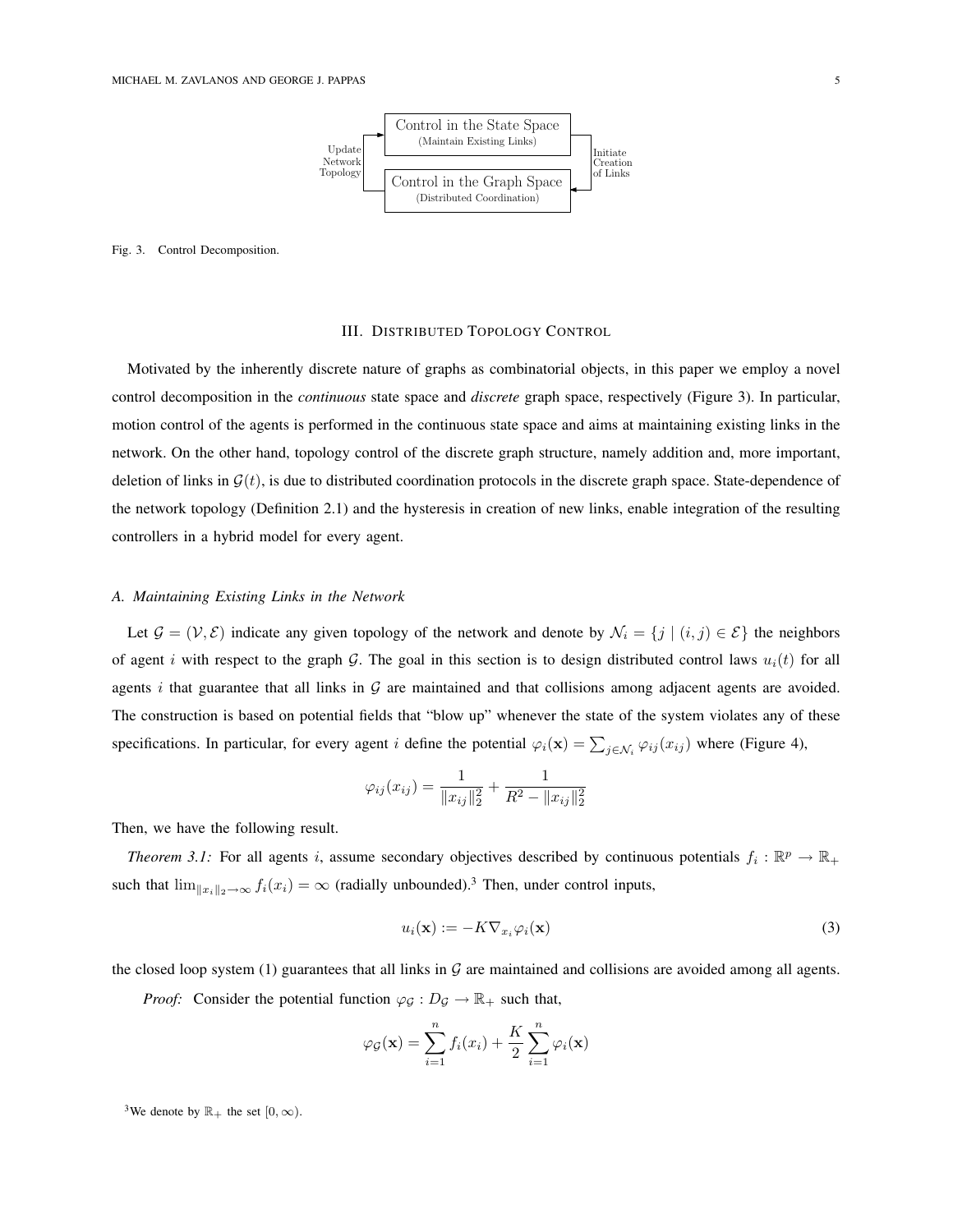Control in the State Space
(Maintain Existing Links)

Control in the Graph Space
(Distributed Coordination)

Update Network Topology

Initiate Creation of Links

Fig. 3. Control Decomposition.

## III. Distributed Topology Control

Motivated by the inherently discrete nature of graphs as combinatorial objects, in this paper we employ a novel control decomposition in the *continuous* state space and *discrete* graph space, respectively (Figure 3). In particular, motion control of the agents is performed in the continuous state space and aims at maintaining existing links in the network. On the other hand, topology control of the discrete graph structure, namely addition and, more important, deletion of links in $\mathcal{G}(t)$, is due to distributed coordination protocols in the discrete graph space. State-dependence of the network topology (Definition 2.1) and the hysteresis in creation of new links, enable integration of the resulting controllers in a hybrid model for every agent.

### A. Maintaining Existing Links in the Network

Let $\mathcal{G} = (\mathcal{V}, \mathcal{E})$ indicate any given topology of the network and denote by $\mathcal{N}_i = \{j \mid (i,j) \in \mathcal{E}\}$ the neighbors of agent $i$ with respect to the graph $\mathcal{G}$. The goal in this section is to design distributed control laws $u_i(t)$ for all agents $i$ that guarantee that all links in $\mathcal{G}$ are maintained and that collisions among adjacent agents are avoided. The construction is based on potential fields that "blow up" whenever the state of the system violates any of these specifications. In particular, for every agent $i$ define the potential $\varphi_i(\mathbf{x}) = \sum_{j \in \mathcal{N}_i} \varphi_{ij}(x_{ij})$ where (Figure 4),

$$\varphi_{ij}(x_{ij}) = \frac{1}{\|x_{ij}\|_2^2} + \frac{1}{R^2 - \|x_{ij}\|_2^2}$$

Then, we have the following result.

*Theorem 3.1:* For all agents $i$, assume secondary objectives described by continuous potentials $f_i : \mathbb{R}^p \to \mathbb{R}_+$ such that $\lim_{\|x_i\|_2 \to \infty} f_i(x_i) = \infty$ (radially unbounded).[3] Then, under control inputs,

$$u_i(\mathbf{x}) := -K \nabla_{x_i} \varphi_i(\mathbf{x}) \tag{3}$$

the closed loop system (1) guarantees that all links in $\mathcal{G}$ are maintained and collisions are avoided among all agents.

*Proof:* Consider the potential function $\varphi_{\mathcal{G}} : D_{\mathcal{G}} \to \mathbb{R}_+$ such that,

$$\varphi_{\mathcal{G}}(\mathbf{x}) = \sum_{i=1}^{n} f_i(x_i) + \frac{K}{2} \sum_{i=1}^{n} \varphi_i(\mathbf{x})$$

[3] We denote by $\mathbb{R}_+$ the set $[0, \infty)$.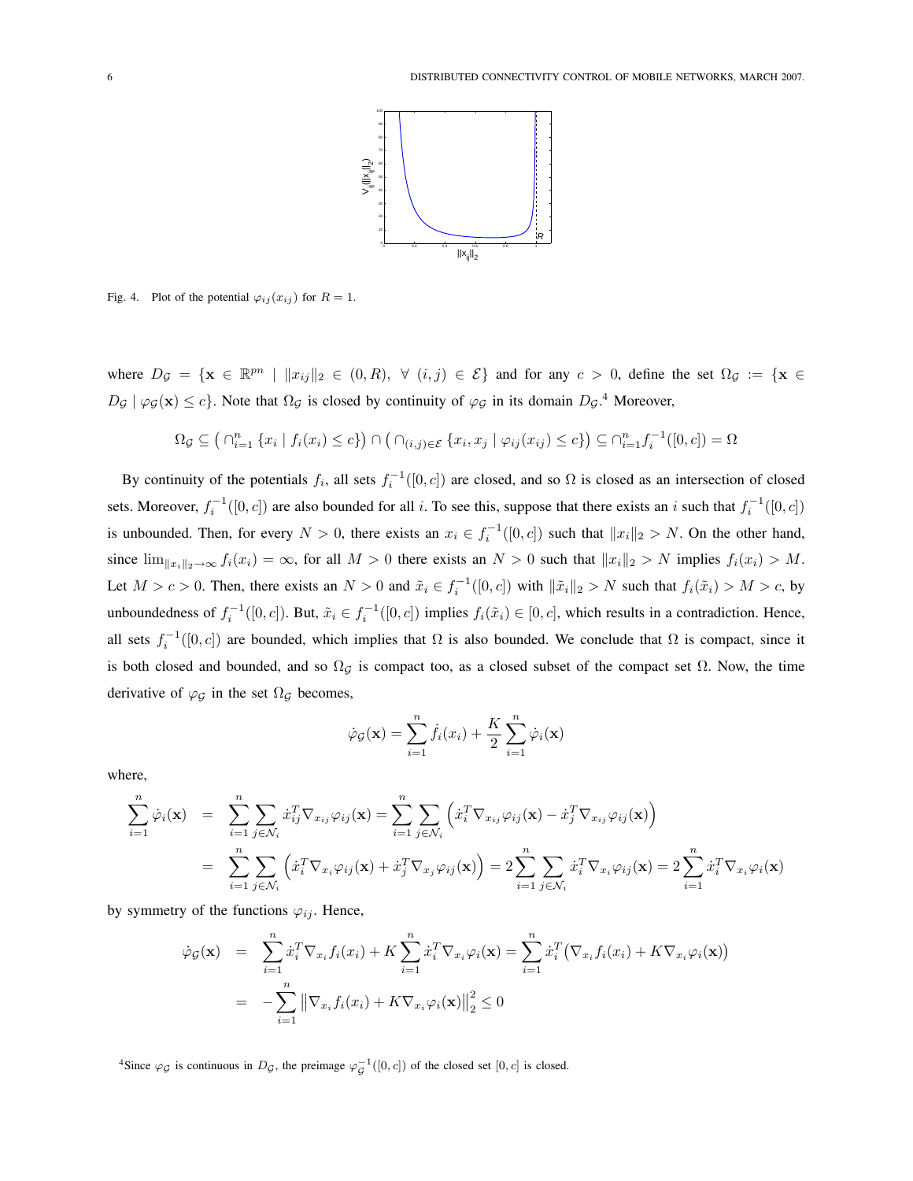Fig. 4. Plot of the potential $\varphi_{ij}(x_{ij})$ for $R = 1$.

where $D_{\mathcal{G}} = \{\mathbf{x} \in \mathbb{R}^{pn} \mid \|x_{ij}\|_2 \in (0, R), \ \forall \ (i,j) \in \mathcal{E}\}$ and for any $c > 0$, define the set $\Omega_{\mathcal{G}} := \{\mathbf{x} \in D_{\mathcal{G}} \mid \varphi_{\mathcal{G}}(\mathbf{x}) \leq c\}$. Note that $\Omega_{\mathcal{G}}$ is closed by continuity of $\varphi_{\mathcal{G}}$ in its domain $D_{\mathcal{G}}$.[4] Moreover,

$$\Omega_{\mathcal{G}} \subseteq \left( \cap_{i=1}^{n} \{x_i \mid f_i(x_i) \leq c\} \right) \cap \left( \cap_{(i,j)\in\mathcal{E}} \{x_i, x_j \mid \varphi_{ij}(x_{ij}) \leq c\} \right) \subseteq \cap_{i=1}^{n} f_i^{-1}([0,c]) = \Omega$$

By continuity of the potentials $f_i$, all sets $f_i^{-1}([0,c])$ are closed, and so $\Omega$ is closed as an intersection of closed sets. Moreover, $f_i^{-1}([0,c])$ are also bounded for all $i$. To see this, suppose that there exists an $i$ such that $f_i^{-1}([0,c])$ is unbounded. Then, for every $N > 0$, there exists an $x_i \in f_i^{-1}([0,c])$ such that $\|x_i\|_2 > N$. On the other hand, since $\lim_{\|x_i\|_2 \to \infty} f_i(x_i) = \infty$, for all $M > 0$ there exists an $N > 0$ such that $\|x_i\|_2 > N$ implies $f_i(x_i) > M$. Let $M > c > 0$. Then, there exists an $N > 0$ and $\tilde{x}_i \in f_i^{-1}([0,c])$ with $\|\tilde{x}_i\|_2 > N$ such that $f_i(\tilde{x}_i) > M > c$, by unboundedness of $f_i^{-1}([0,c])$. But, $\tilde{x}_i \in f_i^{-1}([0,c])$ implies $f_i(\tilde{x}_i) \in [0,c]$, which results in a contradiction. Hence, all sets $f_i^{-1}([0,c])$ are bounded, which implies that $\Omega$ is also bounded. We conclude that $\Omega$ is compact, since it is both closed and bounded, and so $\Omega_{\mathcal{G}}$ is compact too, as a closed subset of the compact set $\Omega$. Now, the time derivative of $\varphi_{\mathcal{G}}$ in the set $\Omega_{\mathcal{G}}$ becomes,

$$\dot{\varphi}_{\mathcal{G}}(\mathbf{x}) = \sum_{i=1}^{n} \dot{f}_i(x_i) + \frac{K}{2} \sum_{i=1}^{n} \dot{\varphi}_i(\mathbf{x})$$

where,

$$\begin{aligned}
\sum_{i=1}^{n} \dot{\varphi}_i(\mathbf{x}) &= \sum_{i=1}^{n} \sum_{j\in\mathcal{N}_i} \dot{x}_{ij}^T \nabla_{x_{ij}} \varphi_{ij}(\mathbf{x}) = \sum_{i=1}^{n} \sum_{j\in\mathcal{N}_i} \left( \dot{x}_i^T \nabla_{x_{ij}} \varphi_{ij}(\mathbf{x}) - \dot{x}_j^T \nabla_{x_{ij}} \varphi_{ij}(\mathbf{x}) \right) \\
&= \sum_{i=1}^{n} \sum_{j\in\mathcal{N}_i} \left( \dot{x}_i^T \nabla_{x_i} \varphi_{ij}(\mathbf{x}) + \dot{x}_j^T \nabla_{x_j} \varphi_{ij}(\mathbf{x}) \right) = 2 \sum_{i=1}^{n} \sum_{j\in\mathcal{N}_i} \dot{x}_i^T \nabla_{x_i} \varphi_{ij}(\mathbf{x}) = 2 \sum_{i=1}^{n} \dot{x}_i^T \nabla_{x_i} \varphi_i(\mathbf{x})
\end{aligned}$$

by symmetry of the functions $\varphi_{ij}$. Hence,

$$\begin{aligned}
\dot{\varphi}_{\mathcal{G}}(\mathbf{x}) &= \sum_{i=1}^{n} \dot{x}_i^T \nabla_{x_i} f_i(x_i) + K \sum_{i=1}^{n} \dot{x}_i^T \nabla_{x_i} \varphi_i(\mathbf{x}) = \sum_{i=1}^{n} \dot{x}_i^T \big( \nabla_{x_i} f_i(x_i) + K \nabla_{x_i} \varphi_i(\mathbf{x}) \big) \\
&= -\sum_{i=1}^{n} \left\| \nabla_{x_i} f_i(x_i) + K \nabla_{x_i} \varphi_i(\mathbf{x}) \right\|_2^2 \leq 0
\end{aligned}$$

[4] Since $\varphi_{\mathcal{G}}$ is continuous in $D_{\mathcal{G}}$, the preimage $\varphi_{\mathcal{G}}^{-1}([0,c])$ of the closed set $[0,c]$ is closed.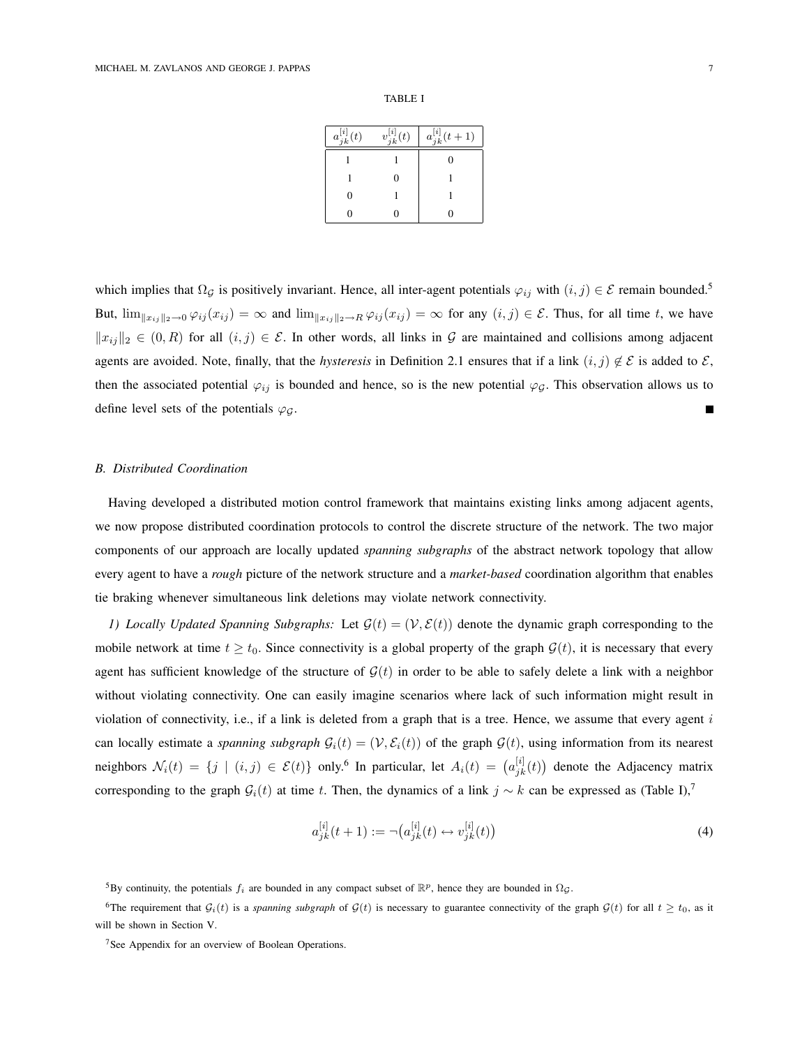TABLE I

| $a_{jk}^{[i]}(t)$ | $v_{jk}^{[i]}(t)$ | $a_{jk}^{[i]}(t+1)$ |
|---|---|---|
| 1 | 1 | 0 |
| 1 | 0 | 1 |
| 0 | 1 | 1 |
| 0 | 0 | 0 |

which implies that $\Omega_{\mathcal{G}}$ is positively invariant. Hence, all inter-agent potentials $\varphi_{ij}$ with $(i,j) \in \mathcal{E}$ remain bounded.[5] But, $\lim_{\|x_{ij}\|_2 \to 0} \varphi_{ij}(x_{ij}) = \infty$ and $\lim_{\|x_{ij}\|_2 \to R} \varphi_{ij}(x_{ij}) = \infty$ for any $(i,j) \in \mathcal{E}$. Thus, for all time $t$, we have $\|x_{ij}\|_2 \in (0, R)$ for all $(i,j) \in \mathcal{E}$. In other words, all links in $\mathcal{G}$ are maintained and collisions among adjacent agents are avoided. Note, finally, that the *hysteresis* in Definition 2.1 ensures that if a link $(i,j) \notin \mathcal{E}$ is added to $\mathcal{E}$, then the associated potential $\varphi_{ij}$ is bounded and hence, so is the new potential $\varphi_{\mathcal{G}}$. This observation allows us to define level sets of the potentials $\varphi_{\mathcal{G}}$. ∎

### B. Distributed Coordination

Having developed a distributed motion control framework that maintains existing links among adjacent agents, we now propose distributed coordination protocols to control the discrete structure of the network. The two major components of our approach are locally updated *spanning subgraphs* of the abstract network topology that allow every agent to have a *rough* picture of the network structure and a *market-based* coordination algorithm that enables tie braking whenever simultaneous link deletions may violate network connectivity.

*1) Locally Updated Spanning Subgraphs:* Let $\mathcal{G}(t) = (\mathcal{V}, \mathcal{E}(t))$ denote the dynamic graph corresponding to the mobile network at time $t \geq t_0$. Since connectivity is a global property of the graph $\mathcal{G}(t)$, it is necessary that every agent has sufficient knowledge of the structure of $\mathcal{G}(t)$ in order to be able to safely delete a link with a neighbor without violating connectivity. One can easily imagine scenarios where lack of such information might result in violation of connectivity, i.e., if a link is deleted from a graph that is a tree. Hence, we assume that every agent $i$ can locally estimate a *spanning subgraph* $\mathcal{G}_i(t) = (\mathcal{V}, \mathcal{E}_i(t))$ of the graph $\mathcal{G}(t)$, using information from its nearest neighbors $\mathcal{N}_i(t) = \{j \mid (i,j) \in \mathcal{E}(t)\}$ only.[6] In particular, let $A_i(t) = \left(a_{jk}^{[i]}(t)\right)$ denote the Adjacency matrix corresponding to the graph $\mathcal{G}_i(t)$ at time $t$. Then, the dynamics of a link $j \sim k$ can be expressed as (Table I),[7]

$$a_{jk}^{[i]}(t+1) := \neg\left(a_{jk}^{[i]}(t) \leftrightarrow v_{jk}^{[i]}(t)\right) \tag{4}$$

[5] By continuity, the potentials $f_i$ are bounded in any compact subset of $\mathbb{R}^p$, hence they are bounded in $\Omega_{\mathcal{G}}$.

[6] The requirement that $\mathcal{G}_i(t)$ is a *spanning subgraph* of $\mathcal{G}(t)$ is necessary to guarantee connectivity of the graph $\mathcal{G}(t)$ for all $t \geq t_0$, as it will be shown in Section V.

[7] See Appendix for an overview of Boolean Operations.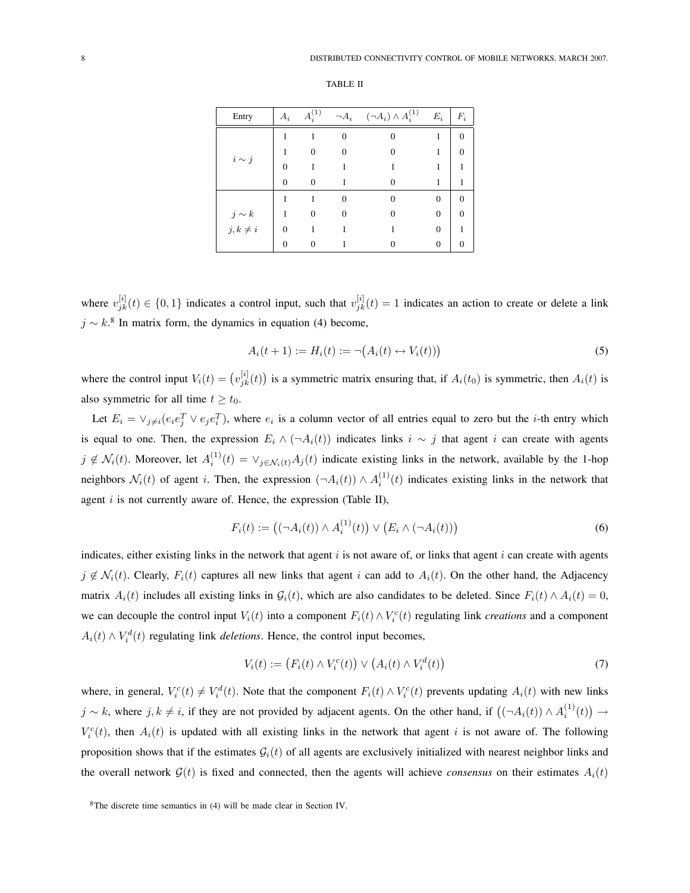TABLE II

| Entry | $A_i$ | $A_i^{(1)}$ | $\neg A_i$ | $(\neg A_i) \wedge A_i^{(1)}$ | $E_i$ | $F_i$ |
|---|---|---|---|---|---|---|
| $i \sim j$ | 1 | 1 | 0 | 0 | 1 | 0 |
| | 1 | 0 | 0 | 0 | 1 | 0 |
| | 0 | 1 | 1 | 1 | 1 | 1 |
| | 0 | 0 | 1 | 0 | 1 | 1 |
| $j \sim k$, $j,k \neq i$ | 1 | 1 | 0 | 0 | 0 | 0 |
| | 1 | 0 | 0 | 0 | 0 | 0 |
| | 0 | 1 | 1 | 1 | 0 | 1 |
| | 0 | 0 | 1 | 0 | 0 | 0 |

where $v_{jk}^{[i]}(t) \in \{0,1\}$ indicates a control input, such that $v_{jk}^{[i]}(t) = 1$ indicates an action to create or delete a link $j \sim k$.[8] In matrix form, the dynamics in equation (4) become,

$$A_i(t+1) := H_i(t) := \neg\big(A_i(t) \leftrightarrow V_i(t)\big) \tag{5}$$

where the control input $V_i(t) = \big(v_{jk}^{[i]}(t)\big)$ is a symmetric matrix ensuring that, if $A_i(t_0)$ is symmetric, then $A_i(t)$ is also symmetric for all time $t \geq t_0$.

Let $E_i = \vee_{j \neq i}(e_i e_j^T \vee e_j e_i^T)$, where $e_i$ is a column vector of all entries equal to zero but the $i$-th entry which is equal to one. Then, the expression $E_i \wedge (\neg A_i(t))$ indicates links $i \sim j$ that agent $i$ can create with agents $j \notin \mathcal{N}_i(t)$. Moreover, let $A_i^{(1)}(t) = \vee_{j \in \mathcal{N}_i(t)} A_j(t)$ indicate existing links in the network, available by the 1-hop neighbors $\mathcal{N}_i(t)$ of agent $i$. Then, the expression $(\neg A_i(t)) \wedge A_i^{(1)}(t)$ indicates existing links in the network that agent $i$ is not currently aware of. Hence, the expression (Table II),

$$F_i(t) := \big((\neg A_i(t)) \wedge A_i^{(1)}(t)\big) \vee \big(E_i \wedge (\neg A_i(t))\big) \tag{6}$$

indicates, either existing links in the network that agent $i$ is not aware of, or links that agent $i$ can create with agents $j \notin \mathcal{N}_i(t)$. Clearly, $F_i(t)$ captures all new links that agent $i$ can add to $A_i(t)$. On the other hand, the Adjacency matrix $A_i(t)$ includes all existing links in $\mathcal{G}_i(t)$, which are also candidates to be deleted. Since $F_i(t) \wedge A_i(t) = 0$, we can decouple the control input $V_i(t)$ into a component $F_i(t) \wedge V_i^c(t)$ regulating link *creations* and a component $A_i(t) \wedge V_i^d(t)$ regulating link *deletions*. Hence, the control input becomes,

$$V_i(t) := \big(F_i(t) \wedge V_i^c(t)\big) \vee \big(A_i(t) \wedge V_i^d(t)\big) \tag{7}$$

where, in general, $V_i^c(t) \neq V_i^d(t)$. Note that the component $F_i(t) \wedge V_i^c(t)$ prevents updating $A_i(t)$ with new links $j \sim k$, where $j,k \neq i$, if they are not provided by adjacent agents. On the other hand, if $\big((\neg A_i(t)) \wedge A_i^{(1)}(t)\big) \rightarrow V_i^c(t)$, then $A_i(t)$ is updated with all existing links in the network that agent $i$ is not aware of. The following proposition shows that if the estimates $\mathcal{G}_i(t)$ of all agents are exclusively initialized with nearest neighbor links and the overall network $\mathcal{G}(t)$ is fixed and connected, then the agents will achieve *consensus* on their estimates $A_i(t)$

[8] The discrete time semantics in (4) will be made clear in Section IV.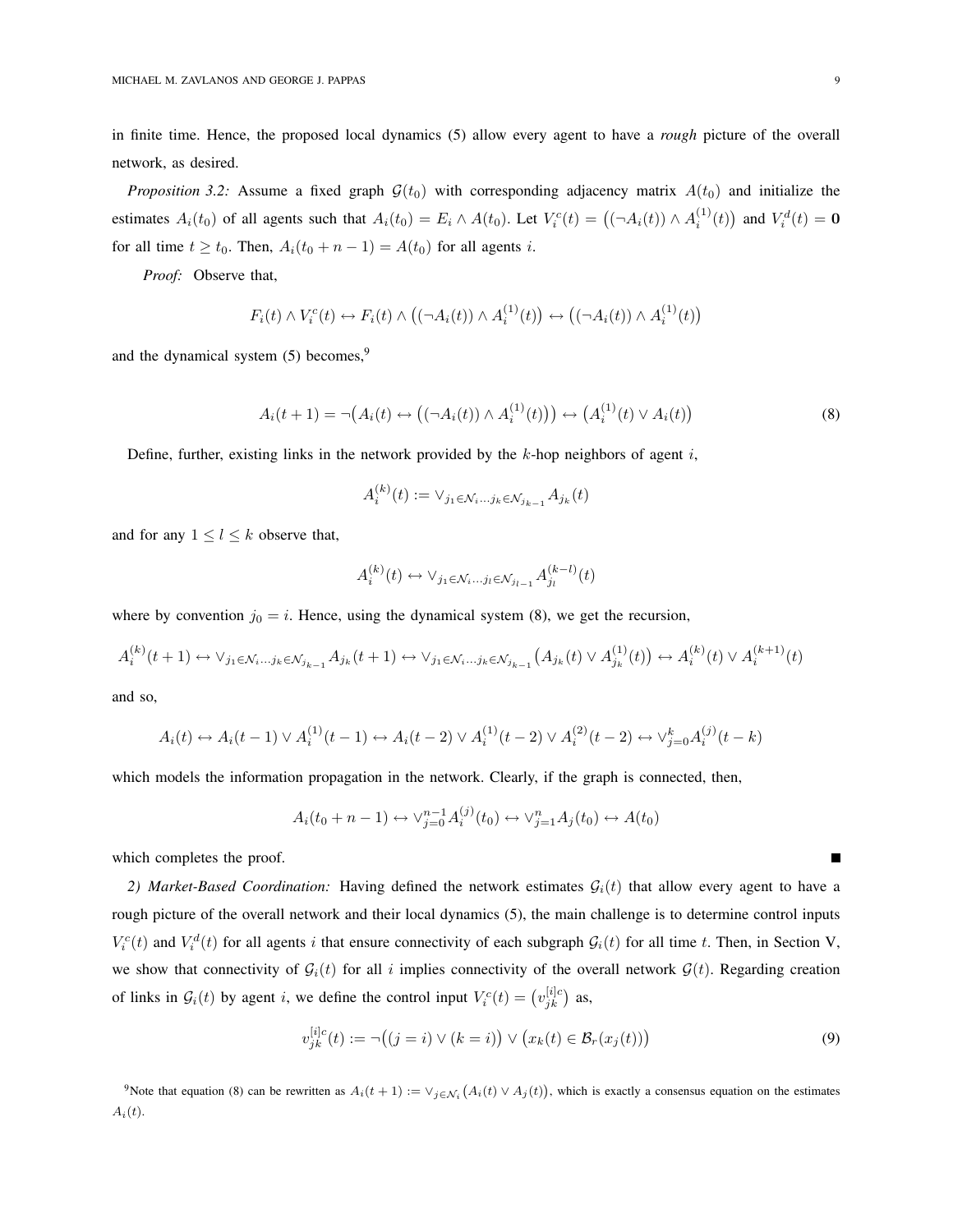in finite time. Hence, the proposed local dynamics (5) allow every agent to have a *rough* picture of the overall network, as desired.

*Proposition 3.2:* Assume a fixed graph $\mathcal{G}(t_0)$ with corresponding adjacency matrix $A(t_0)$ and initialize the estimates $A_i(t_0)$ of all agents such that $A_i(t_0) = E_i \wedge A(t_0)$. Let $V_i^c(t) = \big((\neg A_i(t)) \wedge A_i^{(1)}(t)\big)$ and $V_i^d(t) = \mathbf{0}$ for all time $t \geq t_0$. Then, $A_i(t_0 + n - 1) = A(t_0)$ for all agents $i$.

*Proof:* Observe that,

$$F_i(t) \wedge V_i^c(t) \leftrightarrow F_i(t) \wedge \big((\neg A_i(t)) \wedge A_i^{(1)}(t)\big) \leftrightarrow \big((\neg A_i(t)) \wedge A_i^{(1)}(t)\big)$$

and the dynamical system (5) becomes,[9]

$$A_i(t+1) = \neg\big(A_i(t) \leftrightarrow \big((\neg A_i(t)) \wedge A_i^{(1)}(t)\big)\big) \leftrightarrow \big(A_i^{(1)}(t) \vee A_i(t)\big) \tag{8}$$

Define, further, existing links in the network provided by the $k$-hop neighbors of agent $i$,

$$A_i^{(k)}(t) := \vee_{j_1 \in \mathcal{N}_i \ldots j_k \in \mathcal{N}_{j_{k-1}}} A_{j_k}(t)$$

and for any $1 \leq l \leq k$ observe that,

$$A_i^{(k)}(t) \leftrightarrow \vee_{j_1 \in \mathcal{N}_i \ldots j_l \in \mathcal{N}_{j_{l-1}}} A_{j_l}^{(k-l)}(t)$$

where by convention $j_0 = i$. Hence, using the dynamical system (8), we get the recursion,

$$A_i^{(k)}(t+1) \leftrightarrow \vee_{j_1 \in \mathcal{N}_i \ldots j_k \in \mathcal{N}_{j_{k-1}}} A_{j_k}(t+1) \leftrightarrow \vee_{j_1 \in \mathcal{N}_i \ldots j_k \in \mathcal{N}_{j_{k-1}}} \big(A_{j_k}(t) \vee A_{j_k}^{(1)}(t)\big) \leftrightarrow A_i^{(k)}(t) \vee A_i^{(k+1)}(t)$$

and so,

$$A_i(t) \leftrightarrow A_i(t-1) \vee A_i^{(1)}(t-1) \leftrightarrow A_i(t-2) \vee A_i^{(1)}(t-2) \vee A_i^{(2)}(t-2) \leftrightarrow \vee_{j=0}^{k} A_i^{(j)}(t-k)$$

which models the information propagation in the network. Clearly, if the graph is connected, then,

$$A_i(t_0 + n - 1) \leftrightarrow \vee_{j=0}^{n-1} A_i^{(j)}(t_0) \leftrightarrow \vee_{j=1}^{n} A_j(t_0) \leftrightarrow A(t_0)$$

which completes the proof. ∎

*2) Market-Based Coordination:* Having defined the network estimates $\mathcal{G}_i(t)$ that allow every agent to have a rough picture of the overall network and their local dynamics (5), the main challenge is to determine control inputs $V_i^c(t)$ and $V_i^d(t)$ for all agents $i$ that ensure connectivity of each subgraph $\mathcal{G}_i(t)$ for all time $t$. Then, in Section V, we show that connectivity of $\mathcal{G}_i(t)$ for all $i$ implies connectivity of the overall network $\mathcal{G}(t)$. Regarding creation of links in $\mathcal{G}_i(t)$ by agent $i$, we define the control input $V_i^c(t) = \big(v_{jk}^{[i]c}\big)$ as,

$$v_{jk}^{[i]c}(t) := \neg\big((j = i) \vee (k = i)\big) \vee \big(x_k(t) \in \mathcal{B}_r(x_j(t))\big) \tag{9}$$

[9] Note that equation (8) can be rewritten as $A_i(t+1) := \vee_{j \in \mathcal{N}_i} \big(A_i(t) \vee A_j(t)\big)$, which is exactly a consensus equation on the estimates $A_i(t)$.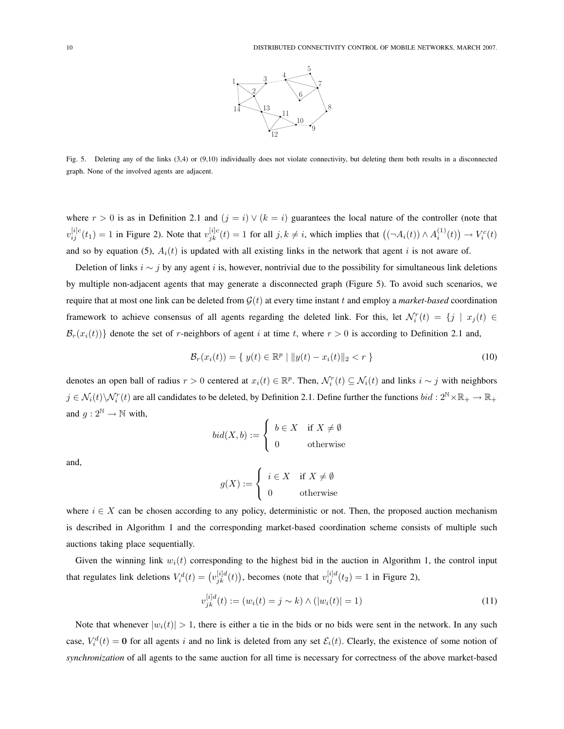Fig. 5. Deleting any of the links (3,4) or (9,10) individually does not violate connectivity, but deleting them both results in a disconnected graph. None of the involved agents are adjacent.

where $r > 0$ is as in Definition 2.1 and $(j = i) \vee (k = i)$ guarantees the local nature of the controller (note that $v_{ij}^{[i]c}(t_1) = 1$ in Figure 2). Note that $v_{jk}^{[i]c}(t) = 1$ for all $j, k \neq i$, which implies that $\big((\neg A_i(t)) \wedge A_i^{(1)}(t)\big) \rightarrow V_i^c(t)$ and so by equation (5), $A_i(t)$ is updated with all existing links in the network that agent $i$ is not aware of.

Deletion of links $i \sim j$ by any agent $i$ is, however, nontrivial due to the possibility for simultaneous link deletions by multiple non-adjacent agents that may generate a disconnected graph (Figure 5). To avoid such scenarios, we require that at most one link can be deleted from $\mathcal{G}(t)$ at every time instant $t$ and employ a *market-based* coordination framework to achieve consensus of all agents regarding the deleted link. For this, let $\mathcal{N}_i^r(t) = \{ j \mid x_j(t) \in \mathcal{B}_r(x_i(t))\}$ denote the set of $r$-neighbors of agent $i$ at time $t$, where $r > 0$ is according to Definition 2.1 and,

$$\mathcal{B}_r(x_i(t)) = \{ \, y(t) \in \mathbb{R}^p \mid \|y(t) - x_i(t)\|_2 < r \, \} \tag{10}$$

denotes an open ball of radius $r > 0$ centered at $x_i(t) \in \mathbb{R}^p$. Then, $\mathcal{N}_i^r(t) \subseteq \mathcal{N}_i(t)$ and links $i \sim j$ with neighbors $j \in \mathcal{N}_i(t) \backslash \mathcal{N}_i^r(t)$ are all candidates to be deleted, by Definition 2.1. Define further the functions $bid : 2^{\mathbb{N}} \times \mathbb{R}_+ \rightarrow \mathbb{R}_+$ and $g : 2^{\mathbb{N}} \rightarrow \mathbb{N}$ with,

$$bid(X, b) := \begin{cases} b \in X & \text{if } X \neq \emptyset \\ 0 & \text{otherwise} \end{cases}$$

and,

$$g(X) := \begin{cases} i \in X & \text{if } X \neq \emptyset \\ 0 & \text{otherwise} \end{cases}$$

where $i \in X$ can be chosen according to any policy, deterministic or not. Then, the proposed auction mechanism is described in Algorithm 1 and the corresponding market-based coordination scheme consists of multiple such auctions taking place sequentially.

Given the winning link $w_i(t)$ corresponding to the highest bid in the auction in Algorithm 1, the control input that regulates link deletions $V_i^d(t) = \big(v_{jk}^{[i]d}(t)\big)$, becomes (note that $v_{ij}^{[i]d}(t_2) = 1$ in Figure 2),

$$v_{jk}^{[i]d}(t) := (w_i(t) = j \sim k) \wedge (|w_i(t)| = 1) \tag{11}$$

Note that whenever $|w_i(t)| > 1$, there is either a tie in the bids or no bids were sent in the network. In any such case, $V_i^d(t) = \mathbf{0}$ for all agents $i$ and no link is deleted from any set $\mathcal{E}_i(t)$. Clearly, the existence of some notion of *synchronization* of all agents to the same auction for all time is necessary for correctness of the above market-based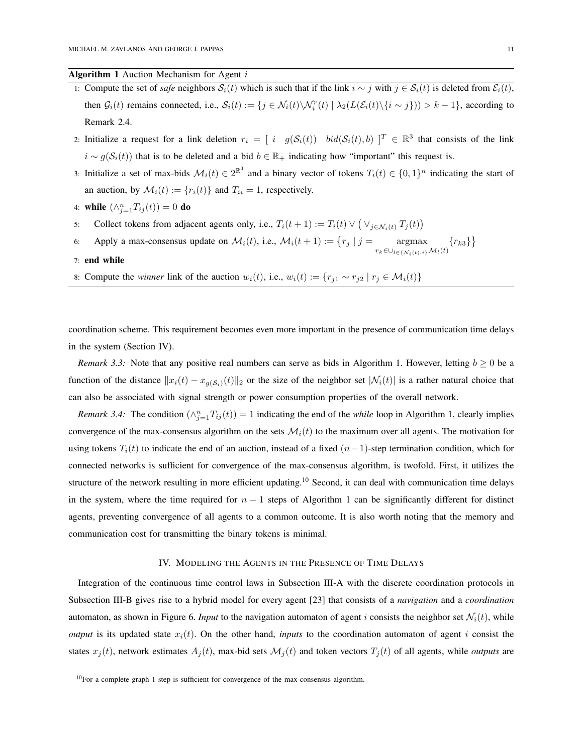**Algorithm 1** Auction Mechanism for Agent $i$

1: Compute the set of *safe* neighbors $\mathcal{S}_i(t)$ which is such that if the link $i \sim j$ with $j \in \mathcal{S}_i(t)$ is deleted from $\mathcal{E}_i(t)$, then $\mathcal{G}_i(t)$ remains connected, i.e., $\mathcal{S}_i(t) := \{j \in \mathcal{N}_i(t) \backslash \mathcal{N}_i^r(t) \mid \lambda_2(L(\mathcal{E}_i(t) \backslash \{i \sim j\})) > k-1\}$, according to Remark 2.4.

2: Initialize a request for a link deletion $r_i = [\; i \quad g(\mathcal{S}_i(t)) \quad bid(\mathcal{S}_i(t), b) \;]^T \in \mathbb{R}^3$ that consists of the link $i \sim g(\mathcal{S}_i(t))$ that is to be deleted and a bid $b \in \mathbb{R}_+$ indicating how "important" this request is.

3: Initialize a set of max-bids $\mathcal{M}_i(t) \in 2^{\mathbb{R}^3}$ and a binary vector of tokens $T_i(t) \in \{0,1\}^n$ indicating the start of an auction, by $\mathcal{M}_i(t) := \{r_i(t)\}$ and $T_{ii} = 1$, respectively.

4: **while** $(\wedge_{j=1}^n T_{ij}(t)) = 0$ **do**

5: Collect tokens from adjacent agents only, i.e., $T_i(t+1) := T_i(t) \vee \big( \vee_{j \in \mathcal{N}_i(t)} T_j(t) \big)$

6: Apply a max-consensus update on $\mathcal{M}_i(t)$, i.e., $\mathcal{M}_i(t+1) := \big\{ r_j \mid j = \underset{r_k \in \cup_{l \in \{\mathcal{N}_i(t), i\}} \mathcal{M}_l(t)}{\text{argmax}} \{r_{k3}\} \big\}$

7: **end while**

8: Compute the *winner* link of the auction $w_i(t)$, i.e., $w_i(t) := \{r_{j1} \sim r_{j2} \mid r_j \in \mathcal{M}_i(t)\}$

coordination scheme. This requirement becomes even more important in the presence of communication time delays in the system (Section IV).

*Remark 3.3:* Note that any positive real numbers can serve as bids in Algorithm 1. However, letting $b \geq 0$ be a function of the distance $\|x_i(t) - x_{g(\mathcal{S}_i)}(t)\|_2$ or the size of the neighbor set $|\mathcal{N}_i(t)|$ is a rather natural choice that can also be associated with signal strength or power consumption properties of the overall network.

*Remark 3.4:* The condition $(\wedge_{j=1}^n T_{ij}(t)) = 1$ indicating the end of the *while* loop in Algorithm 1, clearly implies convergence of the max-consensus algorithm on the sets $\mathcal{M}_i(t)$ to the maximum over all agents. The motivation for using tokens $T_i(t)$ to indicate the end of an auction, instead of a fixed $(n-1)$-step termination condition, which for connected networks is sufficient for convergence of the max-consensus algorithm, is twofold. First, it utilizes the structure of the network resulting in more efficient updating.[10] Second, it can deal with communication time delays in the system, where the time required for $n-1$ steps of Algorithm 1 can be significantly different for distinct agents, preventing convergence of all agents to a common outcome. It is also worth noting that the memory and communication cost for transmitting the binary tokens is minimal.

## IV. Modeling the Agents in the Presence of Time Delays

Integration of the continuous time control laws in Subsection III-A with the discrete coordination protocols in Subsection III-B gives rise to a hybrid model for every agent [23] that consists of a *navigation* and a *coordination* automaton, as shown in Figure 6. *Input* to the navigation automaton of agent $i$ consists the neighbor set $\mathcal{N}_i(t)$, while *output* is its updated state $x_i(t)$. On the other hand, *inputs* to the coordination automaton of agent $i$ consist the states $x_j(t)$, network estimates $A_j(t)$, max-bid sets $\mathcal{M}_j(t)$ and token vectors $T_j(t)$ of all agents, while *outputs* are

[10] For a complete graph 1 step is sufficient for convergence of the max-consensus algorithm.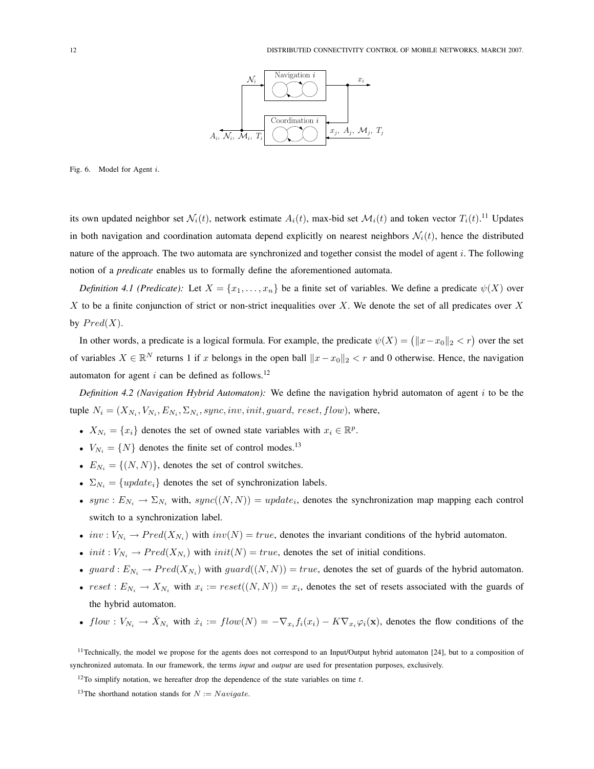Fig. 6. Model for Agent $i$.

its own updated neighbor set $\mathcal{N}_i(t)$, network estimate $A_i(t)$, max-bid set $\mathcal{M}_i(t)$ and token vector $T_i(t)$.[11] Updates in both navigation and coordination automata depend explicitly on nearest neighbors $\mathcal{N}_i(t)$, hence the distributed nature of the approach. The two automata are synchronized and together consist the model of agent $i$. The following notion of a *predicate* enables us to formally define the aforementioned automata.

*Definition 4.1 (Predicate):* Let $X = \{x_1, \ldots, x_n\}$ be a finite set of variables. We define a predicate $\psi(X)$ over $X$ to be a finite conjunction of strict or non-strict inequalities over $X$. We denote the set of all predicates over $X$ by $Pred(X)$.

In other words, a predicate is a logical formula. For example, the predicate $\psi(X) = \big(\|x - x_0\|_2 < r\big)$ over the set of variables $X \in \mathbb{R}^N$ returns 1 if $x$ belongs in the open ball $\|x - x_0\|_2 < r$ and 0 otherwise. Hence, the navigation automaton for agent $i$ can be defined as follows.[12]

*Definition 4.2 (Navigation Hybrid Automaton):* We define the navigation hybrid automaton of agent $i$ to be the tuple $N_i = (X_{N_i}, V_{N_i}, E_{N_i}, \Sigma_{N_i}, sync, inv, init, guard, reset, flow)$, where,

- $X_{N_i} = \{x_i\}$ denotes the set of owned state variables with $x_i \in \mathbb{R}^p$.
- $V_{N_i} = \{N\}$ denotes the finite set of control modes.[13]
- $E_{N_i} = \{(N, N)\}$, denotes the set of control switches.
- $\Sigma_{N_i} = \{update_i\}$ denotes the set of synchronization labels.
- $sync : E_{N_i} \to \Sigma_{N_i}$ with, $sync((N, N)) = update_i$, denotes the synchronization map mapping each control switch to a synchronization label.
- $inv : V_{N_i} \to Pred(X_{N_i})$ with $inv(N) = true$, denotes the invariant conditions of the hybrid automaton.
- $init : V_{N_i} \to Pred(X_{N_i})$ with $init(N) = true$, denotes the set of initial conditions.
- $guard : E_{N_i} \to Pred(X_{N_i})$ with $guard((N, N)) = true$, denotes the set of guards of the hybrid automaton.
- $reset : E_{N_i} \to X_{N_i}$ with $x_i := reset((N, N)) = x_i$, denotes the set of resets associated with the guards of the hybrid automaton.
- $flow : V_{N_i} \to \dot{X}_{N_i}$ with $\dot{x}_i := flow(N) = -\nabla_{x_i} f_i(x_i) - K \nabla_{x_i} \varphi_i(\mathbf{x})$, denotes the flow conditions of the

[11] Technically, the model we propose for the agents does not correspond to an Input/Output hybrid automaton [24], but to a composition of synchronized automata. In our framework, the terms *input* and *output* are used for presentation purposes, exclusively.

[12] To simplify notation, we hereafter drop the dependence of the state variables on time $t$.

[13] The shorthand notation stands for $N := Navigate$.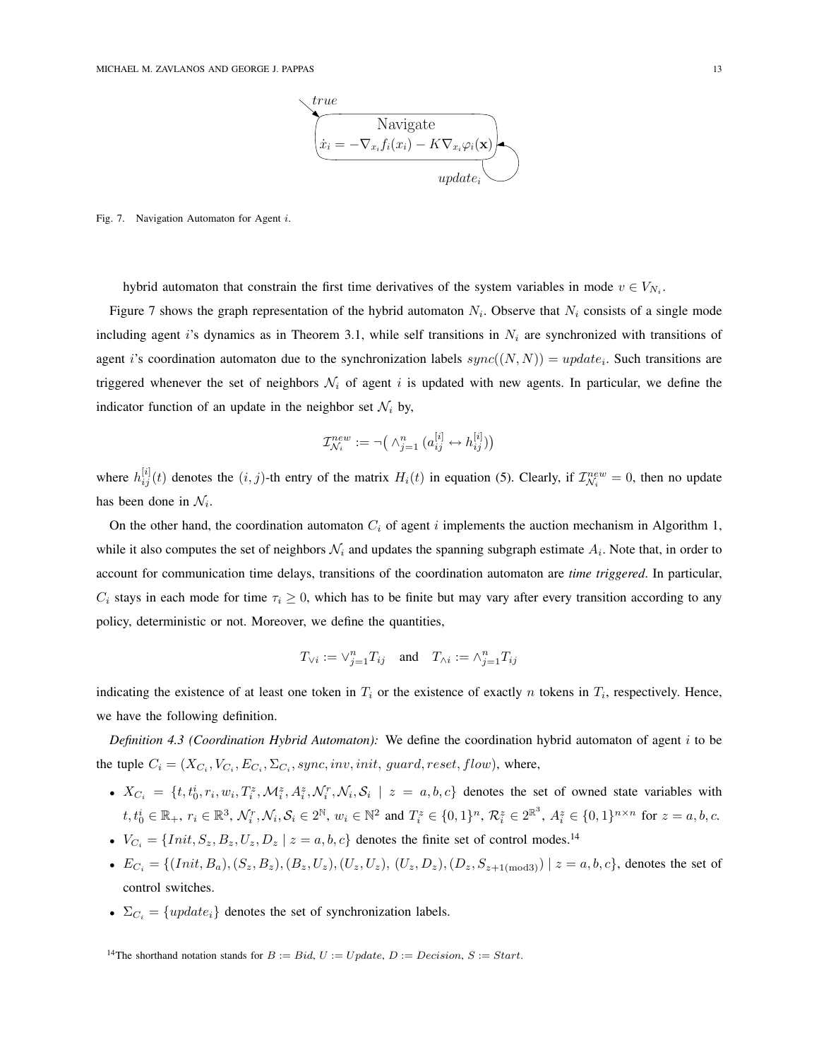Fig. 7. Navigation Automaton for Agent $i$.

hybrid automaton that constrain the first time derivatives of the system variables in mode $v \in V_{N_i}$.

Figure 7 shows the graph representation of the hybrid automaton $N_i$. Observe that $N_i$ consists of a single mode including agent $i$'s dynamics as in Theorem 3.1, while self transitions in $N_i$ are synchronized with transitions of agent $i$'s coordination automaton due to the synchronization labels $sync((N,N)) = update_i$. Such transitions are triggered whenever the set of neighbors $\mathcal{N}_i$ of agent $i$ is updated with new agents. In particular, we define the indicator function of an update in the neighbor set $\mathcal{N}_i$ by,

$$\mathcal{I}_{\mathcal{N}_i}^{new} := \neg\big( \wedge_{j=1}^{n} \, (a_{ij}^{[i]} \leftrightarrow h_{ij}^{[i]})\big)$$

where $h_{ij}^{[i]}(t)$ denotes the $(i,j)$-th entry of the matrix $H_i(t)$ in equation (5). Clearly, if $\mathcal{I}_{\mathcal{N}_i}^{new} = 0$, then no update has been done in $\mathcal{N}_i$.

On the other hand, the coordination automaton $C_i$ of agent $i$ implements the auction mechanism in Algorithm 1, while it also computes the set of neighbors $\mathcal{N}_i$ and updates the spanning subgraph estimate $A_i$. Note that, in order to account for communication time delays, transitions of the coordination automaton are ***time triggered***. In particular, $C_i$ stays in each mode for time $\tau_i \geq 0$, which has to be finite but may vary after every transition according to any policy, deterministic or not. Moreover, we define the quantities,

$$T_{\vee i} := \vee_{j=1}^{n} T_{ij} \quad \text{and} \quad T_{\wedge i} := \wedge_{j=1}^{n} T_{ij}$$

indicating the existence of at least one token in $T_i$ or the existence of exactly $n$ tokens in $T_i$, respectively. Hence, we have the following definition.

*Definition 4.3 (Coordination Hybrid Automaton):* We define the coordination hybrid automaton of agent $i$ to be the tuple $C_i = (X_{C_i}, V_{C_i}, E_{C_i}, \Sigma_{C_i}, sync, inv, init, \, guard, reset, flow)$, where,

- $X_{C_i} = \{t, t_0^i, r_i, w_i, T_i^z, \mathcal{M}_i^z, A_i^z, \mathcal{N}_i^r, \mathcal{N}_i, \mathcal{S}_i \mid z = a, b, c\}$ denotes the set of owned state variables with $t, t_0^i \in \mathbb{R}_+$, $r_i \in \mathbb{R}^3$, $\mathcal{N}_i^r, \mathcal{N}_i, \mathcal{S}_i \in 2^{\mathbb{N}}$, $w_i \in \mathbb{N}^2$ and $T_i^z \in \{0,1\}^n$, $\mathcal{R}_i^z \in 2^{\mathbb{R}^3}$, $A_i^z \in \{0,1\}^{n \times n}$ for $z = a, b, c$.
- $V_{C_i} = \{Init, S_z, B_z, U_z, D_z \mid z = a, b, c\}$ denotes the finite set of control modes.[14]
- $E_{C_i} = \{(Init, B_a), (S_z, B_z), (B_z, U_z), (U_z, U_z), \, (U_z, D_z), (D_z, S_{z+1 (\text{mod} 3)}) \mid z = a, b, c\}$, denotes the set of control switches.
- $\Sigma_{C_i} = \{update_i\}$ denotes the set of synchronization labels.

[14]The shorthand notation stands for $B := Bid$, $U := Update$, $D := Decision$, $S := Start$.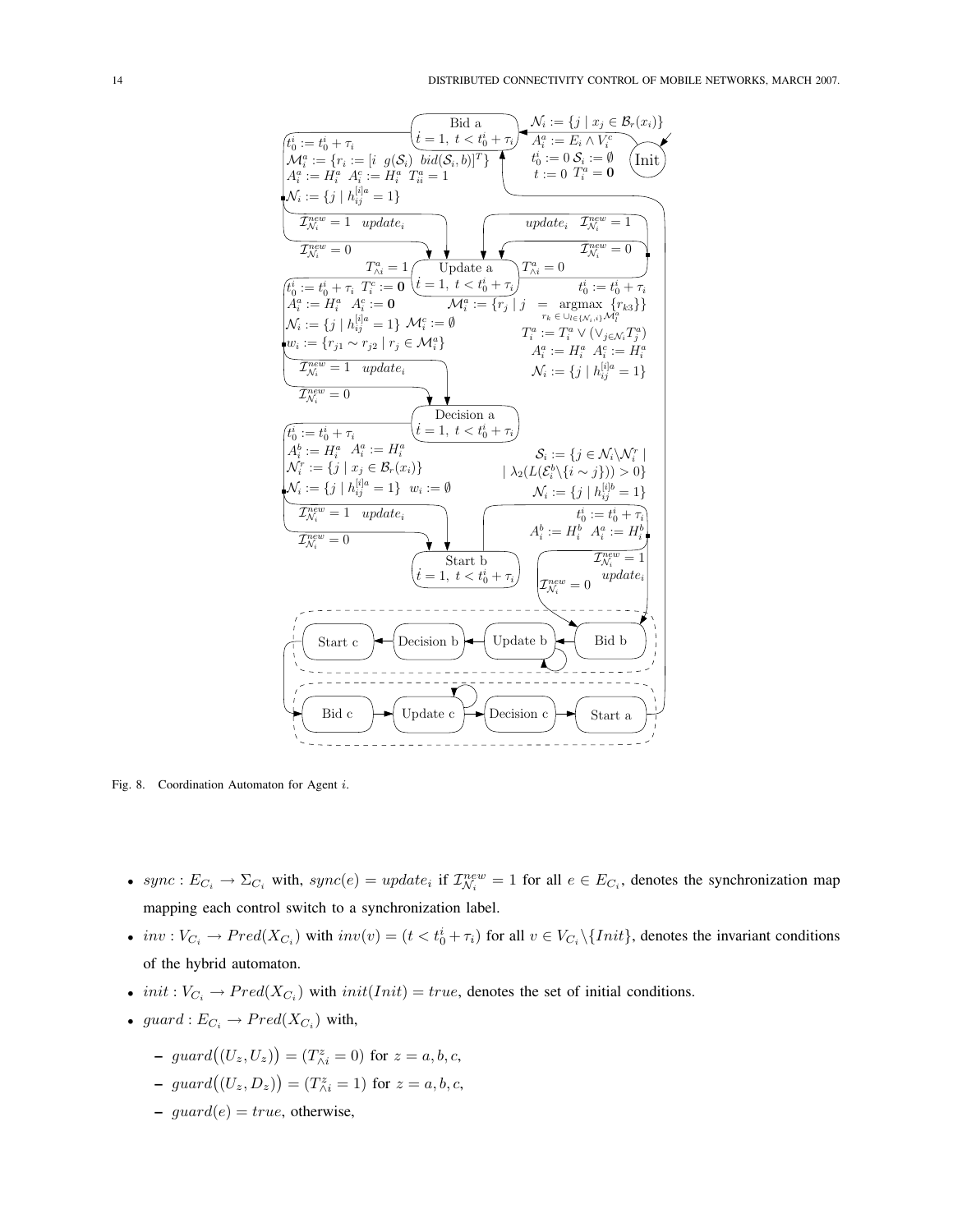Fig. 8. Coordination Automaton for Agent $i$.

- $sync : E_{C_i} \to \Sigma_{C_i}$ with, $sync(e) = update_i$ if $\mathcal{I}^{new}_{\mathcal{N}_i} = 1$ for all $e \in E_{C_i}$, denotes the synchronization map mapping each control switch to a synchronization label.
- $inv : V_{C_i} \to Pred(X_{C_i})$ with $inv(v) = (t < t_0^i + \tau_i)$ for all $v \in V_{C_i} \backslash \{Init\}$, denotes the invariant conditions of the hybrid automaton.
- $init : V_{C_i} \to Pred(X_{C_i})$ with $init(Init) = true$, denotes the set of initial conditions.
- $guard : E_{C_i} \to Pred(X_{C_i})$ with,
  - $guard\big((U_z, U_z)\big) = (T^z_{\wedge i} = 0)$ for $z = a, b, c$,
  - $guard\big((U_z, D_z)\big) = (T^z_{\wedge i} = 1)$ for $z = a, b, c$,
  - $guard(e) = true$, otherwise,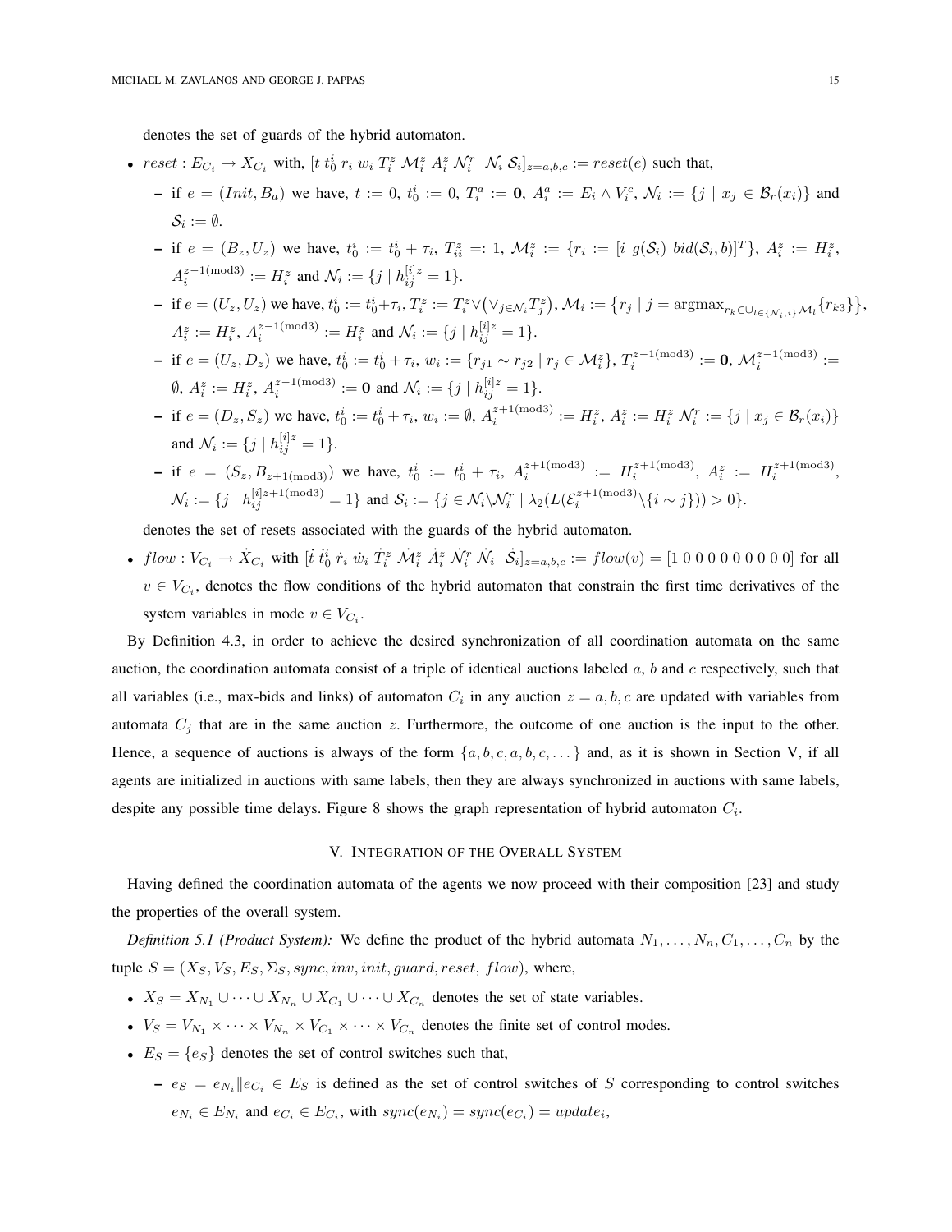denotes the set of guards of the hybrid automaton.

- $reset : E_{C_i} \to X_{C_i}$ with, $[t\ t_0^i\ r_i\ w_i\ T_i^z\ \mathcal{M}_i^z\ A_i^z\ \mathcal{N}_i^r\ \ \mathcal{N}_i\ \mathcal{S}_i]_{z=a,b,c} := reset(e)$ such that,
  - if $e = (Init, B_a)$ we have, $t := 0$, $t_0^i := 0$, $T_i^a := \mathbf{0}$, $A_i^a := E_i \wedge V_i^c$, $\mathcal{N}_i := \{j \mid x_j \in \mathcal{B}_r(x_i)\}$ and $\mathcal{S}_i := \emptyset$.
  - if $e = (B_z, U_z)$ we have, $t_0^i := t_0^i + \tau_i$, $T_{ii}^z =: 1$, $\mathcal{M}_i^z := \{r_i := [i\ g(\mathcal{S}_i)\ bid(\mathcal{S}_i, b)]^T\}$, $A_i^z := H_i^z$, $A_i^{z-1(\text{mod}3)} := H_i^z$ and $\mathcal{N}_i := \{j \mid h_{ij}^{[i]z} = 1\}$.
  - if $e = (U_z, U_z)$ we have, $t_0^i := t_0^i + \tau_i$, $T_i^z := T_i^z \vee \big(\vee_{j \in \mathcal{N}_i} T_j^z\big)$, $\mathcal{M}_i := \big\{r_j \mid j = \text{argmax}_{r_k \in \cup_{l \in \{\mathcal{N}_i, i\}} \mathcal{M}_l}\{r_{k3}\}\big\}$, $A_i^z := H_i^z$, $A_i^{z-1(\text{mod}3)} := H_i^z$ and $\mathcal{N}_i := \{j \mid h_{ij}^{[i]z} = 1\}$.
  - if $e = (U_z, D_z)$ we have, $t_0^i := t_0^i + \tau_i$, $w_i := \{r_{j1} \sim r_{j2} \mid r_j \in \mathcal{M}_i^z\}$, $T_i^{z-1(\text{mod}3)} := \mathbf{0}$, $\mathcal{M}_i^{z-1(\text{mod}3)} := \emptyset$, $A_i^z := H_i^z$, $A_i^{z-1(\text{mod}3)} := \mathbf{0}$ and $\mathcal{N}_i := \{j \mid h_{ij}^{[i]z} = 1\}$.
  - if $e = (D_z, S_z)$ we have, $t_0^i := t_0^i + \tau_i$, $w_i := \emptyset$, $A_i^{z+1(\text{mod}3)} := H_i^z$, $A_i^z := H_i^z$ $\mathcal{N}_i^r := \{j \mid x_j \in \mathcal{B}_r(x_i)\}$ and $\mathcal{N}_i := \{j \mid h_{ij}^{[i]z} = 1\}$.
  - if $e = (S_z, B_{z+1(\text{mod}3)})$ we have, $t_0^i := t_0^i + \tau_i$, $A_i^{z+1(\text{mod}3)} := H_i^{z+1(\text{mod}3)}$, $A_i^z := H_i^{z+1(\text{mod}3)}$, $\mathcal{N}_i := \{j \mid h_{ij}^{[i]z+1(\text{mod}3)} = 1\}$ and $\mathcal{S}_i := \{j \in \mathcal{N}_i \backslash \mathcal{N}_i^r \mid \lambda_2(L(\mathcal{E}_i^{z+1(\text{mod}3)} \backslash \{i \sim j\})) > 0\}$.

  denotes the set of resets associated with the guards of the hybrid automaton.
- $flow : V_{C_i} \to \dot{X}_{C_i}$ with $[\dot{t}\ \dot{t}_0^i\ \dot{r}_i\ \dot{w}_i\ \dot{T}_i^z\ \dot{\mathcal{M}}_i^z\ \dot{A}_i^z\ \dot{\mathcal{N}}_i^r\ \dot{\mathcal{N}}_i\ \ \dot{\mathcal{S}}_i]_{z=a,b,c} := flow(v) = [1\ 0\ 0\ 0\ 0\ 0\ 0\ 0\ 0\ 0]$ for all $v \in V_{C_i}$, denotes the flow conditions of the hybrid automaton that constrain the first time derivatives of the system variables in mode $v \in V_{C_i}$.

By Definition 4.3, in order to achieve the desired synchronization of all coordination automata on the same auction, the coordination automata consist of a triple of identical auctions labeled $a$, $b$ and $c$ respectively, such that all variables (i.e., max-bids and links) of automaton $C_i$ in any auction $z = a, b, c$ are updated with variables from automata $C_j$ that are in the same auction $z$. Furthermore, the outcome of one auction is the input to the other. Hence, a sequence of auctions is always of the form $\{a, b, c, a, b, c, \dots\}$ and, as it is shown in Section V, if all agents are initialized in auctions with same labels, then they are always synchronized in auctions with same labels, despite any possible time delays. Figure 8 shows the graph representation of hybrid automaton $C_i$.

## V. Integration of the Overall System

Having defined the coordination automata of the agents we now proceed with their composition [23] and study the properties of the overall system.

*Definition 5.1 (Product System):* We define the product of the hybrid automata $N_1, \dots, N_n, C_1, \dots, C_n$ by the tuple $S = (X_S, V_S, E_S, \Sigma_S, sync, inv, init, guard, reset,\ flow)$, where,

- $X_S = X_{N_1} \cup \dots \cup X_{N_n} \cup X_{C_1} \cup \dots \cup X_{C_n}$ denotes the set of state variables.
- $V_S = V_{N_1} \times \dots \times V_{N_n} \times V_{C_1} \times \dots \times V_{C_n}$ denotes the finite set of control modes.
- $E_S = \{e_S\}$ denotes the set of control switches such that,
  - $e_S = e_{N_i} \| e_{C_i} \in E_S$ is defined as the set of control switches of $S$ corresponding to control switches $e_{N_i} \in E_{N_i}$ and $e_{C_i} \in E_{C_i}$, with $sync(e_{N_i}) = sync(e_{C_i}) = update_i$,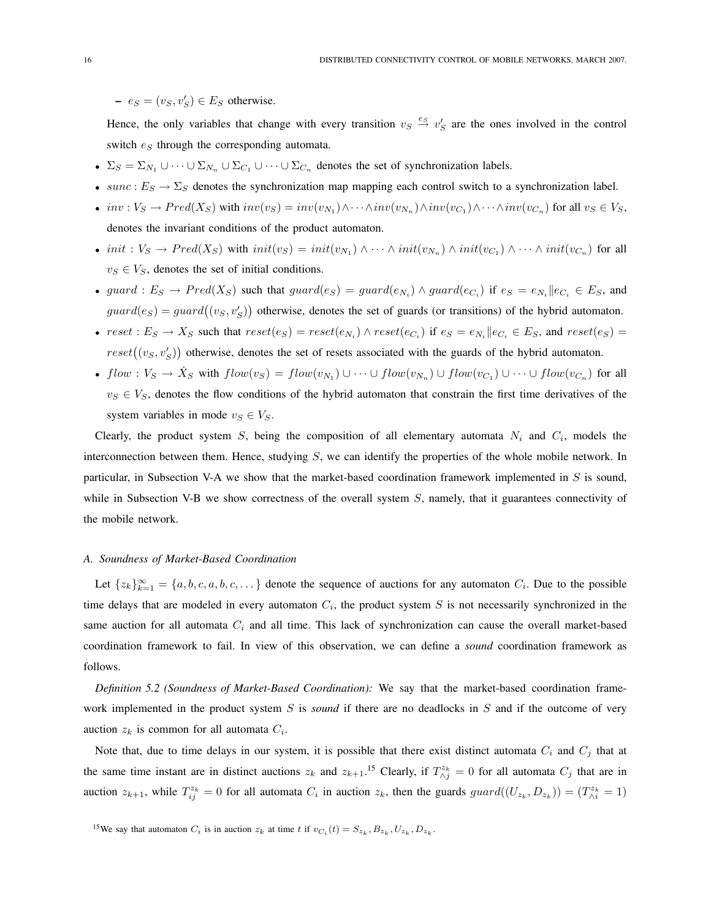- $e_S = (v_S, v'_S) \in E_S$ otherwise.

  Hence, the only variables that change with every transition $v_S \xrightarrow{e_S} v'_S$ are the ones involved in the control switch $e_S$ through the corresponding automata.

- $\Sigma_S = \Sigma_{N_1} \cup \cdots \cup \Sigma_{N_n} \cup \Sigma_{C_1} \cup \cdots \cup \Sigma_{C_n}$ denotes the set of synchronization labels.
- $sunc : E_S \to \Sigma_S$ denotes the synchronization map mapping each control switch to a synchronization label.
- $inv : V_S \to Pred(X_S)$ with $inv(v_S) = inv(v_{N_1}) \wedge \cdots \wedge inv(v_{N_n}) \wedge inv(v_{C_1}) \wedge \cdots \wedge inv(v_{C_n})$ for all $v_S \in V_S$, denotes the invariant conditions of the product automaton.
- $init : V_S \to Pred(X_S)$ with $init(v_S) = init(v_{N_1}) \wedge \cdots \wedge init(v_{N_n}) \wedge init(v_{C_1}) \wedge \cdots \wedge init(v_{C_n})$ for all $v_S \in V_S$, denotes the set of initial conditions.
- $guard : E_S \to Pred(X_S)$ such that $guard(e_S) = guard(e_{N_i}) \wedge guard(e_{C_i})$ if $e_S = e_{N_i} \| e_{C_i} \in E_S$, and $guard(e_S) = guard\big((v_S, v'_S)\big)$ otherwise, denotes the set of guards (or transitions) of the hybrid automaton.
- $reset : E_S \to X_S$ such that $reset(e_S) = reset(e_{N_i}) \wedge reset(e_{C_i})$ if $e_S = e_{N_i} \| e_{C_i} \in E_S$, and $reset(e_S) = reset\big((v_S, v'_S)\big)$ otherwise, denotes the set of resets associated with the guards of the hybrid automaton.
- $flow : V_S \to \dot{X}_S$ with $flow(v_S) = flow(v_{N_1}) \cup \cdots \cup flow(v_{N_n}) \cup flow(v_{C_1}) \cup \cdots \cup flow(v_{C_n})$ for all $v_S \in V_S$, denotes the flow conditions of the hybrid automaton that constrain the first time derivatives of the system variables in mode $v_S \in V_S$.

Clearly, the product system $S$, being the composition of all elementary automata $N_i$ and $C_i$, models the interconnection between them. Hence, studying $S$, we can identify the properties of the whole mobile network. In particular, in Subsection V-A we show that the market-based coordination framework implemented in $S$ is sound, while in Subsection V-B we show correctness of the overall system $S$, namely, that it guarantees connectivity of the mobile network.

### A. Soundness of Market-Based Coordination

Let $\{z_k\}_{k=1}^{\infty} = \{a, b, c, a, b, c, \dots\}$ denote the sequence of auctions for any automaton $C_i$. Due to the possible time delays that are modeled in every automaton $C_i$, the product system $S$ is not necessarily synchronized in the same auction for all automata $C_i$ and all time. This lack of synchronization can cause the overall market-based coordination framework to fail. In view of this observation, we can define a *sound* coordination framework as follows.

*Definition 5.2 (Soundness of Market-Based Coordination):* We say that the market-based coordination framework implemented in the product system $S$ is *sound* if there are no deadlocks in $S$ and if the outcome of very auction $z_k$ is common for all automata $C_i$.

Note that, due to time delays in our system, it is possible that there exist distinct automata $C_i$ and $C_j$ that at the same time instant are in distinct auctions $z_k$ and $z_{k+1}$.[15] Clearly, if $T_{\wedge j}^{z_k} = 0$ for all automata $C_j$ that are in auction $z_{k+1}$, while $T_{ij}^{z_k} = 0$ for all automata $C_i$ in auction $z_k$, then the guards $guard((U_{z_k}, D_{z_k})) = (T_{\wedge i}^{z_k} = 1)$

[15] We say that automaton $C_i$ is in auction $z_k$ at time $t$ if $v_{C_i}(t) = S_{z_k}, B_{z_k}, U_{z_k}, D_{z_k}$.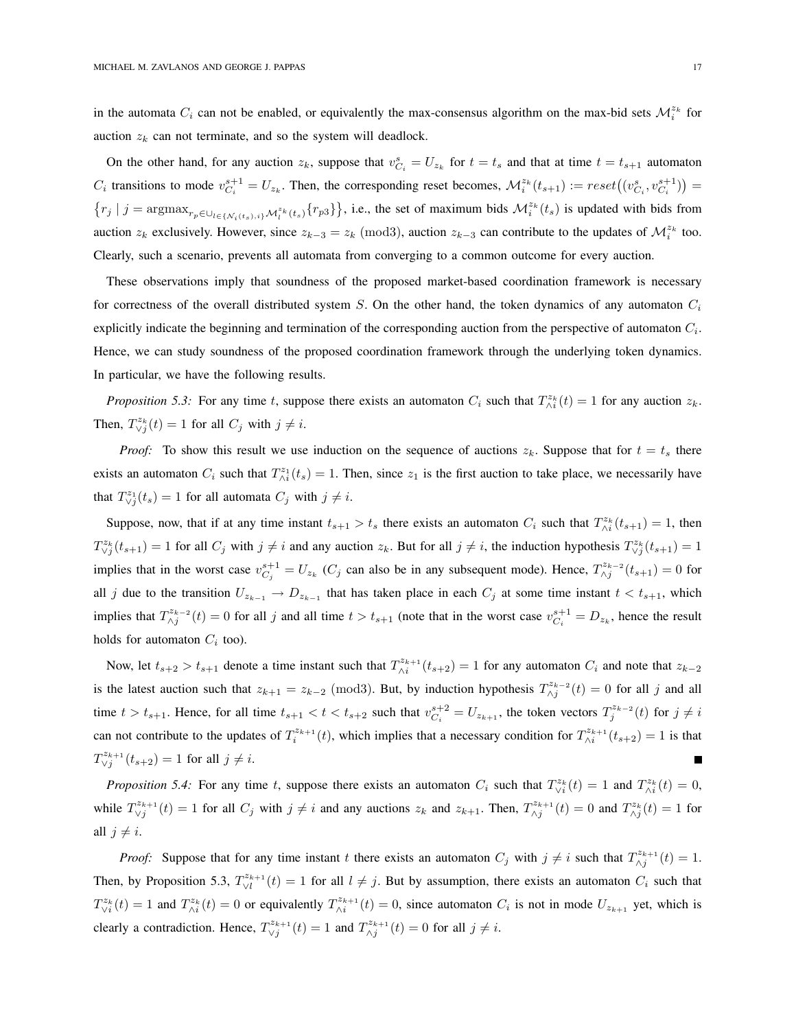in the automata $C_i$ can not be enabled, or equivalently the max-consensus algorithm on the max-bid sets $\mathcal{M}_i^{z_k}$ for auction $z_k$ can not terminate, and so the system will deadlock.

On the other hand, for any auction $z_k$, suppose that $v_{C_i}^s = U_{z_k}$ for $t = t_s$ and that at time $t = t_{s+1}$ automaton $C_i$ transitions to mode $v_{C_i}^{s+1} = U_{z_k}$. Then, the corresponding reset becomes, $\mathcal{M}_i^{z_k}(t_{s+1}) := reset\big((v_{C_i}^s, v_{C_i}^{s+1})\big) = \big\{r_j \mid j = \text{argmax}_{r_p \in \cup_{l \in \{\mathcal{N}_i(t_s), i\}} \mathcal{M}_l^{z_k}(t_s)}\{r_{p3}\}\big\}$, i.e., the set of maximum bids $\mathcal{M}_i^{z_k}(t_s)$ is updated with bids from auction $z_k$ exclusively. However, since $z_{k-3} = z_k \pmod 3$, auction $z_{k-3}$ can contribute to the updates of $\mathcal{M}_i^{z_k}$ too. Clearly, such a scenario, prevents all automata from converging to a common outcome for every auction.

These observations imply that soundness of the proposed market-based coordination framework is necessary for correctness of the overall distributed system $S$. On the other hand, the token dynamics of any automaton $C_i$ explicitly indicate the beginning and termination of the corresponding auction from the perspective of automaton $C_i$. Hence, we can study soundness of the proposed coordination framework through the underlying token dynamics. In particular, we have the following results.

*Proposition 5.3:* For any time $t$, suppose there exists an automaton $C_i$ such that $T_{\wedge i}^{z_k}(t) = 1$ for any auction $z_k$. Then, $T_{\vee j}^{z_k}(t) = 1$ for all $C_j$ with $j \neq i$.

*Proof:* To show this result we use induction on the sequence of auctions $z_k$. Suppose that for $t = t_s$ there exists an automaton $C_i$ such that $T_{\wedge i}^{z_1}(t_s) = 1$. Then, since $z_1$ is the first auction to take place, we necessarily have that $T_{\vee j}^{z_1}(t_s) = 1$ for all automata $C_j$ with $j \neq i$.

Suppose, now, that if at any time instant $t_{s+1} > t_s$ there exists an automaton $C_i$ such that $T_{\wedge i}^{z_k}(t_{s+1}) = 1$, then $T_{\vee j}^{z_k}(t_{s+1}) = 1$ for all $C_j$ with $j \neq i$ and any auction $z_k$. But for all $j \neq i$, the induction hypothesis $T_{\vee j}^{z_k}(t_{s+1}) = 1$ implies that in the worst case $v_{C_j}^{s+1} = U_{z_k}$ ($C_j$ can also be in any subsequent mode). Hence, $T_{\wedge j}^{z_{k-2}}(t_{s+1}) = 0$ for all $j$ due to the transition $U_{z_{k-1}} \to D_{z_{k-1}}$ that has taken place in each $C_j$ at some time instant $t < t_{s+1}$, which implies that $T_{\wedge j}^{z_{k-2}}(t) = 0$ for all $j$ and all time $t > t_{s+1}$ (note that in the worst case $v_{C_i}^{s+1} = D_{z_k}$, hence the result holds for automaton $C_i$ too).

Now, let $t_{s+2} > t_{s+1}$ denote a time instant such that $T_{\wedge i}^{z_{k+1}}(t_{s+2}) = 1$ for any automaton $C_i$ and note that $z_{k-2}$ is the latest auction such that $z_{k+1} = z_{k-2} \pmod 3$. But, by induction hypothesis $T_{\wedge j}^{z_{k-2}}(t) = 0$ for all $j$ and all time $t > t_{s+1}$. Hence, for all time $t_{s+1} < t < t_{s+2}$ such that $v_{C_i}^{s+2} = U_{z_{k+1}}$, the token vectors $T_j^{z_{k-2}}(t)$ for $j \neq i$ can not contribute to the updates of $T_i^{z_{k+1}}(t)$, which implies that a necessary condition for $T_{\wedge i}^{z_{k+1}}(t_{s+2}) = 1$ is that $T_{\vee j}^{z_{k+1}}(t_{s+2}) = 1$ for all $j \neq i$. ∎

*Proposition 5.4:* For any time $t$, suppose there exists an automaton $C_i$ such that $T_{\vee i}^{z_k}(t) = 1$ and $T_{\wedge i}^{z_k}(t) = 0$, while $T_{\vee j}^{z_{k+1}}(t) = 1$ for all $C_j$ with $j \neq i$ and any auctions $z_k$ and $z_{k+1}$. Then, $T_{\wedge j}^{z_{k+1}}(t) = 0$ and $T_{\wedge j}^{z_k}(t) = 1$ for all $j \neq i$.

*Proof:* Suppose that for any time instant $t$ there exists an automaton $C_j$ with $j \neq i$ such that $T_{\wedge j}^{z_{k+1}}(t) = 1$. Then, by Proposition 5.3, $T_{\vee l}^{z_{k+1}}(t) = 1$ for all $l \neq j$. But by assumption, there exists an automaton $C_i$ such that $T_{\vee i}^{z_k}(t) = 1$ and $T_{\wedge i}^{z_k}(t) = 0$ or equivalently $T_{\wedge i}^{z_{k+1}}(t) = 0$, since automaton $C_i$ is not in mode $U_{z_{k+1}}$ yet, which is clearly a contradiction. Hence, $T_{\vee j}^{z_{k+1}}(t) = 1$ and $T_{\wedge j}^{z_{k+1}}(t) = 0$ for all $j \neq i$.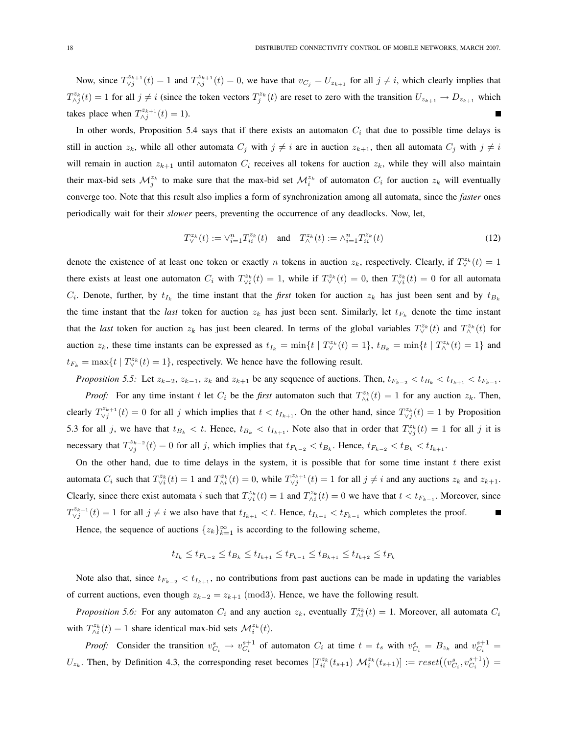Now, since $T_{\vee j}^{z_{k+1}}(t) = 1$ and $T_{\wedge j}^{z_{k+1}}(t) = 0$, we have that $v_{C_j} = U_{z_{k+1}}$ for all $j \neq i$, which clearly implies that $T_{\wedge j}^{z_k}(t) = 1$ for all $j \neq i$ (since the token vectors $T_j^{z_k}(t)$ are reset to zero with the transition $U_{z_{k+1}} \to D_{z_{k+1}}$ which takes place when $T_{\wedge j}^{z_{k+1}}(t) = 1$). ∎

In other words, Proposition 5.4 says that if there exists an automaton $C_i$ that due to possible time delays is still in auction $z_k$, while all other automata $C_j$ with $j \neq i$ are in auction $z_{k+1}$, then all automata $C_j$ with $j \neq i$ will remain in auction $z_{k+1}$ until automaton $C_i$ receives all tokens for auction $z_k$, while they will also maintain their max-bid sets $\mathcal{M}_j^{z_k}$ to make sure that the max-bid set $\mathcal{M}_i^{z_k}$ of automaton $C_i$ for auction $z_k$ will eventually converge too. Note that this result also implies a form of synchronization among all automata, since the *faster* ones periodically wait for their *slower* peers, preventing the occurrence of any deadlocks. Now, let,

$$T_{\vee}^{z_k}(t) := \vee_{i=1}^{n} T_{ii}^{z_k}(t) \quad \text{and} \quad T_{\wedge}^{z_k}(t) := \wedge_{i=1}^{n} T_{ii}^{z_k}(t) \tag{12}$$

denote the existence of at least one token or exactly $n$ tokens in auction $z_k$, respectively. Clearly, if $T_{\vee}^{z_k}(t) = 1$ there exists at least one automaton $C_i$ with $T_{\vee i}^{z_k}(t) = 1$, while if $T_{\vee}^{z_k}(t) = 0$, then $T_{\vee i}^{z_k}(t) = 0$ for all automata $C_i$. Denote, further, by $t_{I_k}$ the time instant that the *first* token for auction $z_k$ has just been sent and by $t_{B_k}$ the time instant that the *last* token for auction $z_k$ has just been sent. Similarly, let $t_{F_k}$ denote the time instant that the *last* token for auction $z_k$ has just been cleared. In terms of the global variables $T_{\vee}^{z_k}(t)$ and $T_{\wedge}^{z_k}(t)$ for auction $z_k$, these time instants can be expressed as $t_{I_k} = \min\{t \mid T_{\vee}^{z_k}(t) = 1\}$, $t_{B_k} = \min\{t \mid T_{\wedge}^{z_k}(t) = 1\}$ and $t_{F_k} = \max\{t \mid T_{\vee}^{z_k}(t) = 1\}$, respectively. We hence have the following result.

*Proposition 5.5:* Let $z_{k-2}$, $z_{k-1}$, $z_k$ and $z_{k+1}$ be any sequence of auctions. Then, $t_{F_{k-2}} < t_{B_k} < t_{I_{k+1}} < t_{F_{k-1}}$.

*Proof:* For any time instant $t$ let $C_i$ be the *first* automaton such that $T_{\wedge i}^{z_k}(t) = 1$ for any auction $z_k$. Then, clearly $T_{\vee j}^{z_{k+1}}(t) = 0$ for all $j$ which implies that $t < t_{I_{k+1}}$. On the other hand, since $T_{\vee j}^{z_k}(t) = 1$ by Proposition 5.3 for all $j$, we have that $t_{B_k} < t$. Hence, $t_{B_k} < t_{I_{k+1}}$. Note also that in order that $T_{\vee j}^{z_k}(t) = 1$ for all $j$ it is necessary that $T_{\vee j}^{z_{k-2}}(t) = 0$ for all $j$, which implies that $t_{F_{k-2}} < t_{B_k}$. Hence, $t_{F_{k-2}} < t_{B_k} < t_{I_{k+1}}$.

On the other hand, due to time delays in the system, it is possible that for some time instant $t$ there exist automata $C_i$ such that $T_{\vee i}^{z_k}(t) = 1$ and $T_{\wedge i}^{z_k}(t) = 0$, while $T_{\vee j}^{z_{k+1}}(t) = 1$ for all $j \neq i$ and any auctions $z_k$ and $z_{k+1}$. Clearly, since there exist automata $i$ such that $T_{\vee i}^{z_k}(t) = 1$ and $T_{\wedge i}^{z_k}(t) = 0$ we have that $t < t_{F_{k-1}}$. Moreover, since $T_{\vee j}^{z_{k+1}}(t) = 1$ for all $j \neq i$ we also have that $t_{I_{k+1}} < t$. Hence, $t_{I_{k+1}} < t_{F_{k-1}}$ which completes the proof. ∎

Hence, the sequence of auctions $\{z_k\}_{k=1}^{\infty}$ is according to the following scheme,

$$t_{I_k} \leq t_{F_{k-2}} \leq t_{B_k} \leq t_{I_{k+1}} \leq t_{F_{k-1}} \leq t_{B_{k+1}} \leq t_{I_{k+2}} \leq t_{F_k}$$

Note also that, since $t_{F_{k-2}} < t_{I_{k+1}}$, no contributions from past auctions can be made in updating the variables of current auctions, even though $z_{k-2} = z_{k+1} \pmod 3$. Hence, we have the following result.

*Proposition 5.6:* For any automaton $C_i$ and any auction $z_k$, eventually $T_{\wedge i}^{z_k}(t) = 1$. Moreover, all automata $C_i$ with $T_{\wedge i}^{z_k}(t) = 1$ share identical max-bid sets $\mathcal{M}_i^{z_k}(t)$.

*Proof:* Consider the transition $v_{C_i}^s \to v_{C_i}^{s+1}$ of automaton $C_i$ at time $t = t_s$ with $v_{C_i}^s = B_{z_k}$ and $v_{C_i}^{s+1} = U_{z_k}$. Then, by Definition 4.3, the corresponding reset becomes $[T_{ii}^{z_k}(t_{s+1}) \ \mathcal{M}_i^{z_k}(t_{s+1})] := reset\big((v_{C_i}^s, v_{C_i}^{s+1})\big) =$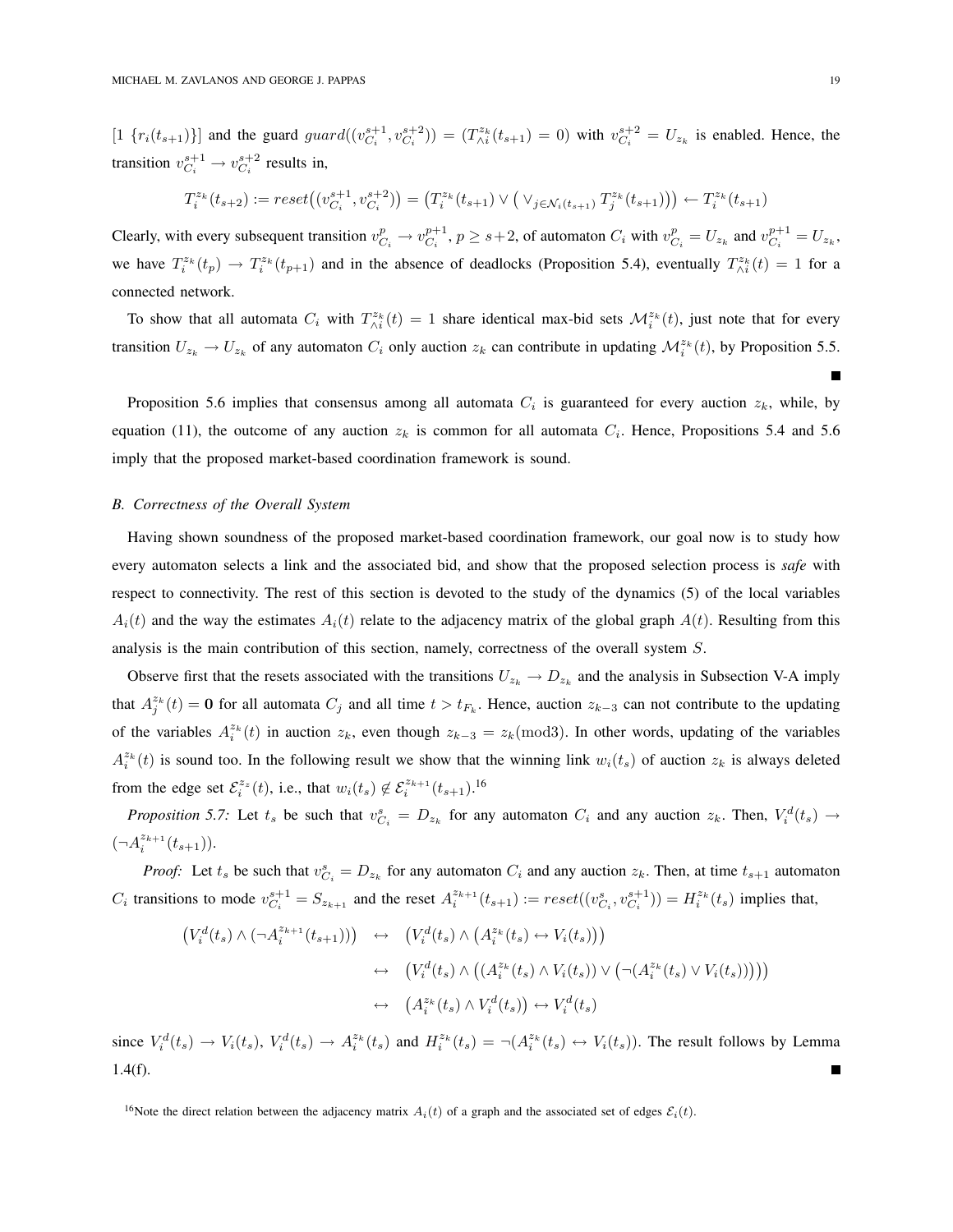[1 $\{r_i(t_{s+1})\}$] and the guard $guard((v_{C_i}^{s+1}, v_{C_i}^{s+2})) = (T_{\wedge i}^{z_k}(t_{s+1}) = 0)$ with $v_{C_i}^{s+2} = U_{z_k}$ is enabled. Hence, the transition $v_{C_i}^{s+1} \to v_{C_i}^{s+2}$ results in,

$$T_i^{z_k}(t_{s+2}) := reset\big((v_{C_i}^{s+1}, v_{C_i}^{s+2})\big) = \big(T_i^{z_k}(t_{s+1}) \vee \big(\vee_{j \in \mathcal{N}_i(t_{s+1})} T_j^{z_k}(t_{s+1})\big)\big) \leftarrow T_i^{z_k}(t_{s+1})$$

Clearly, with every subsequent transition $v_{C_i}^p \to v_{C_i}^{p+1}$, $p \geq s+2$, of automaton $C_i$ with $v_{C_i}^p = U_{z_k}$ and $v_{C_i}^{p+1} = U_{z_k}$, we have $T_i^{z_k}(t_p) \to T_i^{z_k}(t_{p+1})$ and in the absence of deadlocks (Proposition 5.4), eventually $T_{\wedge i}^{z_k}(t) = 1$ for a connected network.

To show that all automata $C_i$ with $T_{\wedge i}^{z_k}(t) = 1$ share identical max-bid sets $\mathcal{M}_i^{z_k}(t)$, just note that for every transition $U_{z_k} \to U_{z_k}$ of any automaton $C_i$ only auction $z_k$ can contribute in updating $\mathcal{M}_i^{z_k}(t)$, by Proposition 5.5. ■

Proposition 5.6 implies that consensus among all automata $C_i$ is guaranteed for every auction $z_k$, while, by equation (11), the outcome of any auction $z_k$ is common for all automata $C_i$. Hence, Propositions 5.4 and 5.6 imply that the proposed market-based coordination framework is sound.

### B. Correctness of the Overall System

Having shown soundness of the proposed market-based coordination framework, our goal now is to study how every automaton selects a link and the associated bid, and show that the proposed selection process is *safe* with respect to connectivity. The rest of this section is devoted to the study of the dynamics (5) of the local variables $A_i(t)$ and the way the estimates $A_i(t)$ relate to the adjacency matrix of the global graph $A(t)$. Resulting from this analysis is the main contribution of this section, namely, correctness of the overall system $S$.

Observe first that the resets associated with the transitions $U_{z_k} \to D_{z_k}$ and the analysis in Subsection V-A imply that $A_j^{z_k}(t) = \mathbf{0}$ for all automata $C_j$ and all time $t > t_{F_k}$. Hence, auction $z_{k-3}$ can not contribute to the updating of the variables $A_i^{z_k}(t)$ in auction $z_k$, even though $z_{k-3} = z_k (\text{mod} 3)$. In other words, updating of the variables $A_i^{z_k}(t)$ is sound too. In the following result we show that the winning link $w_i(t_s)$ of auction $z_k$ is always deleted from the edge set $\mathcal{E}_i^{z_z}(t)$, i.e., that $w_i(t_s) \notin \mathcal{E}_i^{z_{k+1}}(t_{s+1})$.[16]

*Proposition 5.7:* Let $t_s$ be such that $v_{C_i}^s = D_{z_k}$ for any automaton $C_i$ and any auction $z_k$. Then, $V_i^d(t_s) \to (\neg A_i^{z_{k+1}}(t_{s+1}))$.

*Proof:* Let $t_s$ be such that $v_{C_i}^s = D_{z_k}$ for any automaton $C_i$ and any auction $z_k$. Then, at time $t_{s+1}$ automaton $C_i$ transitions to mode $v_{C_i}^{s+1} = S_{z_{k+1}}$ and the reset $A_i^{z_{k+1}}(t_{s+1}) := reset((v_{C_i}^s, v_{C_i}^{s+1})) = H_i^{z_k}(t_s)$ implies that,

$$\begin{aligned}
\big(V_i^d(t_s) \wedge (\neg A_i^{z_{k+1}}(t_{s+1}))\big) \quad &\leftrightarrow \quad \big(V_i^d(t_s) \wedge \big(A_i^{z_k}(t_s) \leftrightarrow V_i(t_s)\big)\big) \\
&\leftrightarrow \quad \big(V_i^d(t_s) \wedge \big((A_i^{z_k}(t_s) \wedge V_i(t_s)) \vee \big(\neg(A_i^{z_k}(t_s) \vee V_i(t_s))\big)\big)\big) \\
&\leftrightarrow \quad \big(A_i^{z_k}(t_s) \wedge V_i^d(t_s)\big) \leftrightarrow V_i^d(t_s)
\end{aligned}$$

since $V_i^d(t_s) \to V_i(t_s)$, $V_i^d(t_s) \to A_i^{z_k}(t_s)$ and $H_i^{z_k}(t_s) = \neg(A_i^{z_k}(t_s) \leftrightarrow V_i(t_s))$. The result follows by Lemma 1.4(f). ■

[16] Note the direct relation between the adjacency matrix $A_i(t)$ of a graph and the associated set of edges $\mathcal{E}_i(t)$.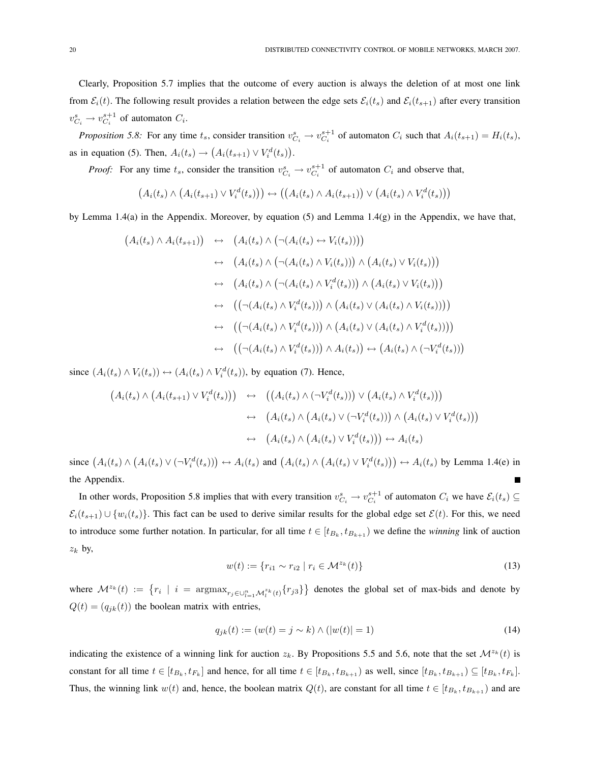Clearly, Proposition 5.7 implies that the outcome of every auction is always the deletion of at most one link from $\mathcal{E}_i(t)$. The following result provides a relation between the edge sets $\mathcal{E}_i(t_s)$ and $\mathcal{E}_i(t_{s+1})$ after every transition $v_{C_i}^s \to v_{C_i}^{s+1}$ of automaton $C_i$.

*Proposition 5.8:* For any time $t_s$, consider transition $v_{C_i}^s \to v_{C_i}^{s+1}$ of automaton $C_i$ such that $A_i(t_{s+1}) = H_i(t_s)$, as in equation (5). Then, $A_i(t_s) \to \big(A_i(t_{s+1}) \vee V_i^d(t_s)\big)$.

*Proof:* For any time $t_s$, consider the transition $v_{C_i}^s \to v_{C_i}^{s+1}$ of automaton $C_i$ and observe that,

$$\big(A_i(t_s) \wedge \big(A_i(t_{s+1}) \vee V_i^d(t_s)\big)\big) \leftrightarrow \big(\big(A_i(t_s) \wedge A_i(t_{s+1})\big) \vee \big(A_i(t_s) \wedge V_i^d(t_s)\big)\big)$$

by Lemma 1.4(a) in the Appendix. Moreover, by equation (5) and Lemma 1.4(g) in the Appendix, we have that,

$$\begin{aligned}
\big(A_i(t_s) \wedge A_i(t_{s+1})\big) \;&\leftrightarrow\; \big(A_i(t_s) \wedge \big(\neg(A_i(t_s) \leftrightarrow V_i(t_s))\big)\big) \\
&\leftrightarrow\; \big(A_i(t_s) \wedge \big(\neg(A_i(t_s) \wedge V_i(t_s))\big) \wedge \big(A_i(t_s) \vee V_i(t_s)\big)\big) \\
&\leftrightarrow\; \big(A_i(t_s) \wedge \big(\neg(A_i(t_s) \wedge V_i^d(t_s))\big) \wedge \big(A_i(t_s) \vee V_i(t_s)\big)\big) \\
&\leftrightarrow\; \big(\big(\neg(A_i(t_s) \wedge V_i^d(t_s))\big) \wedge \big(A_i(t_s) \vee (A_i(t_s) \wedge V_i(t_s))\big)\big) \\
&\leftrightarrow\; \big(\big(\neg(A_i(t_s) \wedge V_i^d(t_s))\big) \wedge \big(A_i(t_s) \vee (A_i(t_s) \wedge V_i^d(t_s))\big)\big) \\
&\leftrightarrow\; \big(\big(\neg(A_i(t_s) \wedge V_i^d(t_s))\big) \wedge A_i(t_s)\big) \leftrightarrow \big(A_i(t_s) \wedge (\neg V_i^d(t_s))\big)
\end{aligned}$$

since $(A_i(t_s) \wedge V_i(t_s)) \leftrightarrow (A_i(t_s) \wedge V_i^d(t_s))$, by equation (7). Hence,

$$\begin{aligned}
\big(A_i(t_s) \wedge \big(A_i(t_{s+1}) \vee V_i^d(t_s)\big)\big) \;&\leftrightarrow\; \big(\big(A_i(t_s) \wedge (\neg V_i^d(t_s))\big) \vee \big(A_i(t_s) \wedge V_i^d(t_s)\big)\big) \\
&\leftrightarrow\; \big(A_i(t_s) \wedge \big(A_i(t_s) \vee (\neg V_i^d(t_s))\big) \wedge \big(A_i(t_s) \vee V_i^d(t_s)\big)\big) \\
&\leftrightarrow\; \big(A_i(t_s) \wedge \big(A_i(t_s) \vee V_i^d(t_s)\big)\big) \leftrightarrow A_i(t_s)
\end{aligned}$$

since $\big(A_i(t_s) \wedge \big(A_i(t_s) \vee (\neg V_i^d(t_s))\big)\big) \leftrightarrow A_i(t_s)$ and $\big(A_i(t_s) \wedge \big(A_i(t_s) \vee V_i^d(t_s)\big)\big) \leftrightarrow A_i(t_s)$ by Lemma 1.4(e) in the Appendix. ∎

In other words, Proposition 5.8 implies that with every transition $v_{C_i}^s \to v_{C_i}^{s+1}$ of automaton $C_i$ we have $\mathcal{E}_i(t_s) \subseteq \mathcal{E}_i(t_{s+1}) \cup \{w_i(t_s)\}$. This fact can be used to derive similar results for the global edge set $\mathcal{E}(t)$. For this, we need to introduce some further notation. In particular, for all time $t \in [t_{B_k}, t_{B_{k+1}})$ we define the *winning* link of auction $z_k$ by,

$$w(t) := \{r_{i1} \sim r_{i2} \mid r_i \in \mathcal{M}^{z_k}(t)\} \tag{13}$$

where $\mathcal{M}^{z_k}(t) := \big\{r_i \mid i = \operatorname{argmax}_{r_j \in \cup_{l=1}^n \mathcal{M}_l^{z_k}(t)}\{r_{j3}\}\big\}$ denotes the global set of max-bids and denote by $Q(t) = (q_{jk}(t))$ the boolean matrix with entries,

$$q_{jk}(t) := (w(t) = j \sim k) \wedge (|w(t)| = 1) \tag{14}$$

indicating the existence of a winning link for auction $z_k$. By Propositions 5.5 and 5.6, note that the set $\mathcal{M}^{z_k}(t)$ is constant for all time $t \in [t_{B_k}, t_{F_k}]$ and hence, for all time $t \in [t_{B_k}, t_{B_{k+1}})$ as well, since $[t_{B_k}, t_{B_{k+1}}) \subseteq [t_{B_k}, t_{F_k}]$. Thus, the winning link $w(t)$ and, hence, the boolean matrix $Q(t)$, are constant for all time $t \in [t_{B_k}, t_{B_{k+1}})$ and are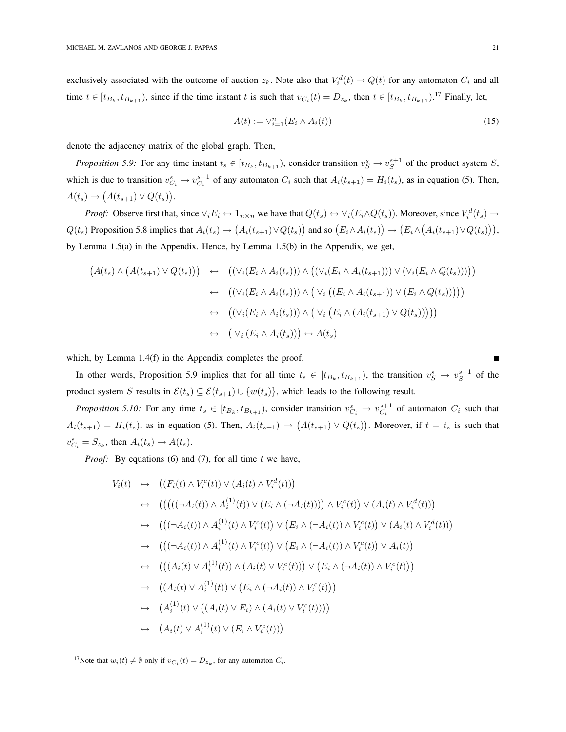exclusively associated with the outcome of auction $z_k$. Note also that $V_i^d(t) \rightarrow Q(t)$ for any automaton $C_i$ and all time $t \in [t_{B_k}, t_{B_{k+1}})$, since if the time instant $t$ is such that $v_{C_i}(t) = D_{z_k}$, then $t \in [t_{B_k}, t_{B_{k+1}})$.[17] Finally, let,

$$A(t) := \vee_{i=1}^n (E_i \wedge A_i(t)) \tag{15}$$

denote the adjacency matrix of the global graph. Then,

*Proposition 5.9:* For any time instant $t_s \in [t_{B_k}, t_{B_{k+1}})$, consider transition $v_S^s \rightarrow v_S^{s+1}$ of the product system $S$, which is due to transition $v_{C_i}^s \rightarrow v_{C_i}^{s+1}$ of any automaton $C_i$ such that $A_i(t_{s+1}) = H_i(t_s)$, as in equation (5). Then, $A(t_s) \rightarrow \big(A(t_{s+1}) \vee Q(t_s)\big)$.

*Proof:* Observe first that, since $\vee_i E_i \leftrightarrow \mathbf{1}_{n\times n}$ we have that $Q(t_s) \leftrightarrow \vee_i(E_i \wedge Q(t_s))$. Moreover, since $V_i^d(t_s) \rightarrow Q(t_s)$ Proposition 5.8 implies that $A_i(t_s) \rightarrow \big(A_i(t_{s+1}) \vee Q(t_s)\big)$ and so $\big(E_i \wedge A_i(t_s)\big) \rightarrow \big(E_i \wedge \big(A_i(t_{s+1}) \vee Q(t_s)\big)\big)$, by Lemma 1.5(a) in the Appendix. Hence, by Lemma 1.5(b) in the Appendix, we get,

$$\begin{aligned}
\big(A(t_s) \wedge \big(A(t_{s+1}) \vee Q(t_s)\big)\big) &\leftrightarrow \big((\vee_i(E_i \wedge A_i(t_s))) \wedge \big((\vee_i(E_i \wedge A_i(t_{s+1}))) \vee (\vee_i(E_i \wedge Q(t_s)))\big)\big) \\
&\leftrightarrow \big((\vee_i(E_i \wedge A_i(t_s))) \wedge \big(\vee_i \big((E_i \wedge A_i(t_{s+1})) \vee (E_i \wedge Q(t_s))\big)\big)\big) \\
&\leftrightarrow \big((\vee_i(E_i \wedge A_i(t_s))) \wedge \big(\vee_i \big(E_i \wedge (A_i(t_{s+1}) \vee Q(t_s))\big)\big)\big) \\
&\leftrightarrow \big(\vee_i (E_i \wedge A_i(t_s))\big) \leftrightarrow A(t_s)
\end{aligned}$$

which, by Lemma 1.4(f) in the Appendix completes the proof. ∎

In other words, Proposition 5.9 implies that for all time $t_s \in [t_{B_k}, t_{B_{k+1}})$, the transition $v_S^s \rightarrow v_S^{s+1}$ of the product system $S$ results in $\mathcal{E}(t_s) \subseteq \mathcal{E}(t_{s+1}) \cup \{w(t_s)\}$, which leads to the following result.

*Proposition 5.10:* For any time $t_s \in [t_{B_k}, t_{B_{k+1}})$, consider transition $v_{C_i}^s \rightarrow v_{C_i}^{s+1}$ of automaton $C_i$ such that $A_i(t_{s+1}) = H_i(t_s)$, as in equation (5). Then, $A_i(t_{s+1}) \rightarrow \big(A(t_{s+1}) \vee Q(t_s)\big)$. Moreover, if $t = t_s$ is such that $v_{C_i}^s = S_{z_k}$, then $A_i(t_s) \rightarrow A(t_s)$.

*Proof:* By equations (6) and (7), for all time $t$ we have,

$$\begin{aligned}
V_i(t) &\leftrightarrow \big((F_i(t) \wedge V_i^c(t)) \vee (A_i(t) \wedge V_i^d(t))\big) \\
&\leftrightarrow \big(\big(\big(((\neg A_i(t)) \wedge A_i^{(1)}(t)) \vee (E_i \wedge (\neg A_i(t)))\big) \wedge V_i^c(t)\big) \vee (A_i(t) \wedge V_i^d(t))\big) \\
&\leftrightarrow \big(\big((\neg A_i(t)) \wedge A_i^{(1)}(t) \wedge V_i^c(t)\big) \vee \big(E_i \wedge (\neg A_i(t)) \wedge V_i^c(t)\big) \vee (A_i(t) \wedge V_i^d(t))\big) \\
&\rightarrow \big(\big((\neg A_i(t)) \wedge A_i^{(1)}(t) \wedge V_i^c(t)\big) \vee \big(E_i \wedge (\neg A_i(t)) \wedge V_i^c(t)\big) \vee A_i(t)\big) \\
&\leftrightarrow \big(\big((A_i(t) \vee A_i^{(1)}(t)) \wedge (A_i(t) \vee V_i^c(t))\big) \vee \big(E_i \wedge (\neg A_i(t)) \wedge V_i^c(t)\big)\big) \\
&\rightarrow \big((A_i(t) \vee A_i^{(1)}(t)) \vee \big(E_i \wedge (\neg A_i(t)) \wedge V_i^c(t)\big)\big) \\
&\leftrightarrow \big(A_i^{(1)}(t) \vee \big((A_i(t) \vee E_i) \wedge (A_i(t) \vee V_i^c(t))\big)\big) \\
&\leftrightarrow \big(A_i(t) \vee A_i^{(1)}(t) \vee (E_i \wedge V_i^c(t))\big)
\end{aligned}$$

[17] Note that $w_i(t) \neq \emptyset$ only if $v_{C_i}(t) = D_{z_k}$, for any automaton $C_i$.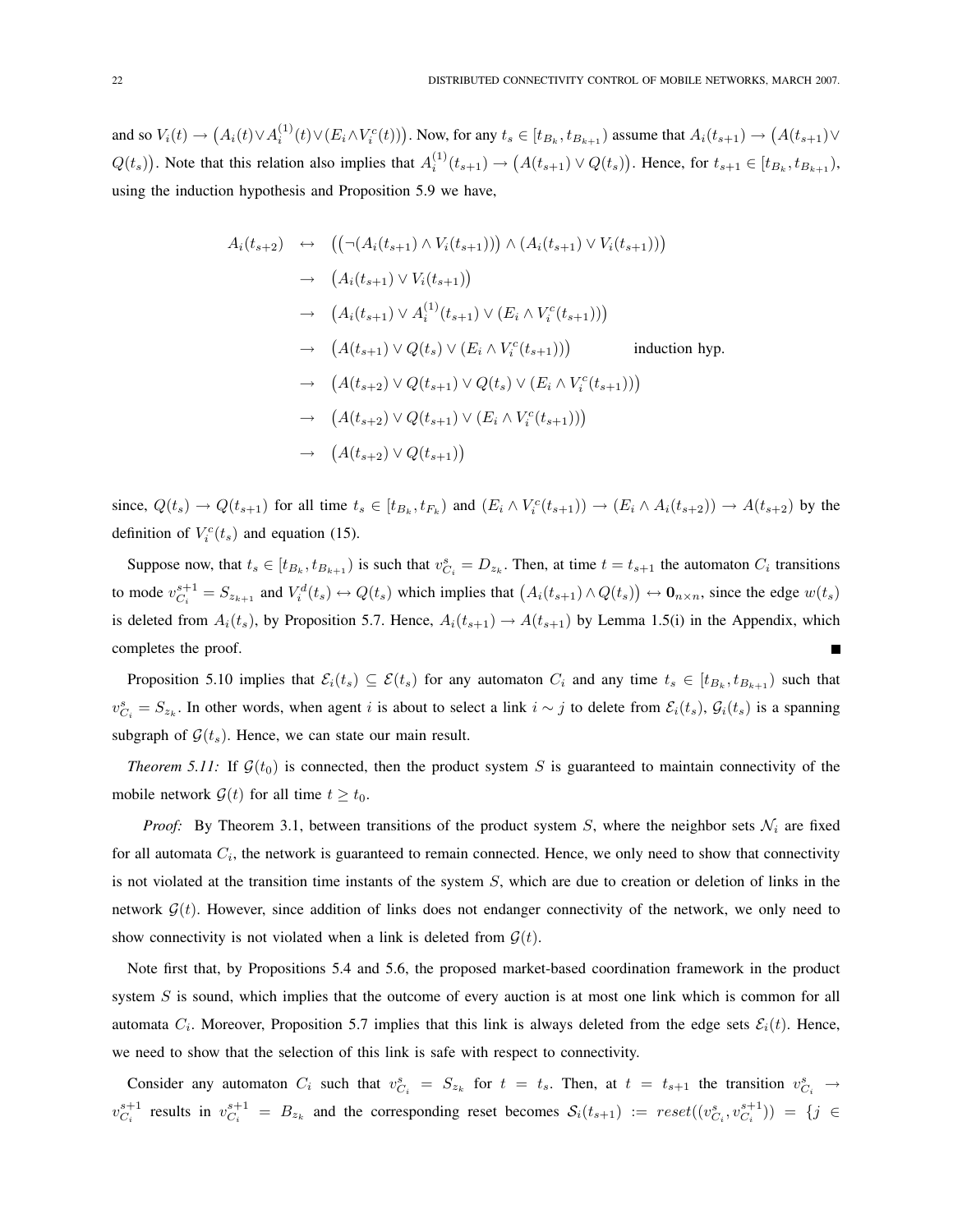and so $V_i(t) \to \big(A_i(t) \vee A_i^{(1)}(t) \vee (E_i \wedge V_i^c(t))\big)$. Now, for any $t_s \in [t_{B_k}, t_{B_{k+1}})$ assume that $A_i(t_{s+1}) \to \big(A(t_{s+1}) \vee Q(t_s)\big)$. Note that this relation also implies that $A_i^{(1)}(t_{s+1}) \to \big(A(t_{s+1}) \vee Q(t_s)\big)$. Hence, for $t_{s+1} \in [t_{B_k}, t_{B_{k+1}})$, using the induction hypothesis and Proposition 5.9 we have,

$$
\begin{aligned}
A_i(t_{s+2}) \;\; &\leftrightarrow \;\; \big(\big(\neg(A_i(t_{s+1}) \wedge V_i(t_{s+1}))\big) \wedge (A_i(t_{s+1}) \vee V_i(t_{s+1}))\big) \\
&\to \;\; \big(A_i(t_{s+1}) \vee V_i(t_{s+1})\big) \\
&\to \;\; \big(A_i(t_{s+1}) \vee A_i^{(1)}(t_{s+1}) \vee (E_i \wedge V_i^c(t_{s+1}))\big) \\
&\to \;\; \big(A(t_{s+1}) \vee Q(t_s) \vee (E_i \wedge V_i^c(t_{s+1}))\big) \qquad\qquad \text{induction hyp.} \\
&\to \;\; \big(A(t_{s+2}) \vee Q(t_{s+1}) \vee Q(t_s) \vee (E_i \wedge V_i^c(t_{s+1}))\big) \\
&\to \;\; \big(A(t_{s+2}) \vee Q(t_{s+1}) \vee (E_i \wedge V_i^c(t_{s+1}))\big) \\
&\to \;\; \big(A(t_{s+2}) \vee Q(t_{s+1})\big)
\end{aligned}
$$

since, $Q(t_s) \to Q(t_{s+1})$ for all time $t_s \in [t_{B_k}, t_{F_k})$ and $(E_i \wedge V_i^c(t_{s+1})) \to (E_i \wedge A_i(t_{s+2})) \to A(t_{s+2})$ by the definition of $V_i^c(t_s)$ and equation (15).

Suppose now, that $t_s \in [t_{B_k}, t_{B_{k+1}})$ is such that $v_{C_i}^s = D_{z_k}$. Then, at time $t = t_{s+1}$ the automaton $C_i$ transitions to mode $v_{C_i}^{s+1} = S_{z_{k+1}}$ and $V_i^d(t_s) \leftrightarrow Q(t_s)$ which implies that $\big(A_i(t_{s+1}) \wedge Q(t_s)\big) \leftrightarrow \mathbf{0}_{n\times n}$, since the edge $w(t_s)$ is deleted from $A_i(t_s)$, by Proposition 5.7. Hence, $A_i(t_{s+1}) \to A(t_{s+1})$ by Lemma 1.5(i) in the Appendix, which completes the proof. ∎

Proposition 5.10 implies that $\mathcal{E}_i(t_s) \subseteq \mathcal{E}(t_s)$ for any automaton $C_i$ and any time $t_s \in [t_{B_k}, t_{B_{k+1}})$ such that $v_{C_i}^s = S_{z_k}$. In other words, when agent $i$ is about to select a link $i \sim j$ to delete from $\mathcal{E}_i(t_s)$, $\mathcal{G}_i(t_s)$ is a spanning subgraph of $\mathcal{G}(t_s)$. Hence, we can state our main result.

*Theorem 5.11:* If $\mathcal{G}(t_0)$ is connected, then the product system $S$ is guaranteed to maintain connectivity of the mobile network $\mathcal{G}(t)$ for all time $t \geq t_0$.

*Proof:* By Theorem 3.1, between transitions of the product system $S$, where the neighbor sets $\mathcal{N}_i$ are fixed for all automata $C_i$, the network is guaranteed to remain connected. Hence, we only need to show that connectivity is not violated at the transition time instants of the system $S$, which are due to creation or deletion of links in the network $\mathcal{G}(t)$. However, since addition of links does not endanger connectivity of the network, we only need to show connectivity is not violated when a link is deleted from $\mathcal{G}(t)$.

Note first that, by Propositions 5.4 and 5.6, the proposed market-based coordination framework in the product system $S$ is sound, which implies that the outcome of every auction is at most one link which is common for all automata $C_i$. Moreover, Proposition 5.7 implies that this link is always deleted from the edge sets $\mathcal{E}_i(t)$. Hence, we need to show that the selection of this link is safe with respect to connectivity.

Consider any automaton $C_i$ such that $v_{C_i}^s = S_{z_k}$ for $t = t_s$. Then, at $t = t_{s+1}$ the transition $v_{C_i}^s \to v_{C_i}^{s+1}$ results in $v_{C_i}^{s+1} = B_{z_k}$ and the corresponding reset becomes $\mathcal{S}_i(t_{s+1}) := reset((v_{C_i}^s, v_{C_i}^{s+1})) = \{j \in$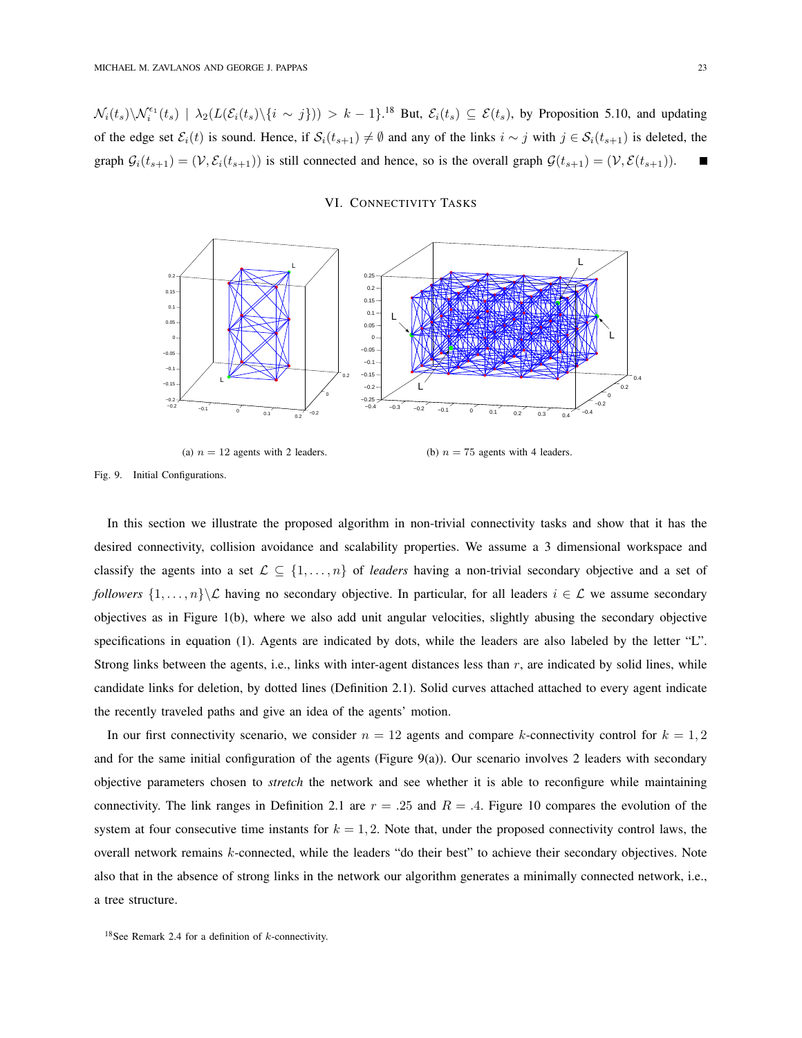$\mathcal{N}_i(t_s)\backslash\mathcal{N}_i^{\epsilon_1}(t_s) \mid \lambda_2(L(\mathcal{E}_i(t_s)\backslash\{i \sim j\})) > k-1\}$.[18] But, $\mathcal{E}_i(t_s) \subseteq \mathcal{E}(t_s)$, by Proposition 5.10, and updating of the edge set $\mathcal{E}_i(t)$ is sound. Hence, if $\mathcal{S}_i(t_{s+1}) \neq \emptyset$ and any of the links $i \sim j$ with $j \in \mathcal{S}_i(t_{s+1})$ is deleted, the graph $\mathcal{G}_i(t_{s+1}) = (\mathcal{V}, \mathcal{E}_i(t_{s+1}))$ is still connected and hence, so is the overall graph $\mathcal{G}(t_{s+1}) = (\mathcal{V}, \mathcal{E}(t_{s+1}))$. ∎

## VI. CONNECTIVITY TASKS

(a) $n = 12$ agents with 2 leaders.

(b) $n = 75$ agents with 4 leaders.

Fig. 9. Initial Configurations.

In this section we illustrate the proposed algorithm in non-trivial connectivity tasks and show that it has the desired connectivity, collision avoidance and scalability properties. We assume a 3 dimensional workspace and classify the agents into a set $\mathcal{L} \subseteq \{1, \dots, n\}$ of *leaders* having a non-trivial secondary objective and a set of *followers* $\{1, \dots, n\}\backslash\mathcal{L}$ having no secondary objective. In particular, for all leaders $i \in \mathcal{L}$ we assume secondary objectives as in Figure 1(b), where we also add unit angular velocities, slightly abusing the secondary objective specifications in equation (1). Agents are indicated by dots, while the leaders are also labeled by the letter "L". Strong links between the agents, i.e., links with inter-agent distances less than $r$, are indicated by solid lines, while candidate links for deletion, by dotted lines (Definition 2.1). Solid curves attached attached to every agent indicate the recently traveled paths and give an idea of the agents' motion.

In our first connectivity scenario, we consider $n = 12$ agents and compare $k$-connectivity control for $k = 1, 2$ and for the same initial configuration of the agents (Figure 9(a)). Our scenario involves 2 leaders with secondary objective parameters chosen to *stretch* the network and see whether it is able to reconfigure while maintaining connectivity. The link ranges in Definition 2.1 are $r = .25$ and $R = .4$. Figure 10 compares the evolution of the system at four consecutive time instants for $k = 1, 2$. Note that, under the proposed connectivity control laws, the overall network remains $k$-connected, while the leaders "do their best" to achieve their secondary objectives. Note also that in the absence of strong links in the network our algorithm generates a minimally connected network, i.e., a tree structure.

[18] See Remark 2.4 for a definition of $k$-connectivity.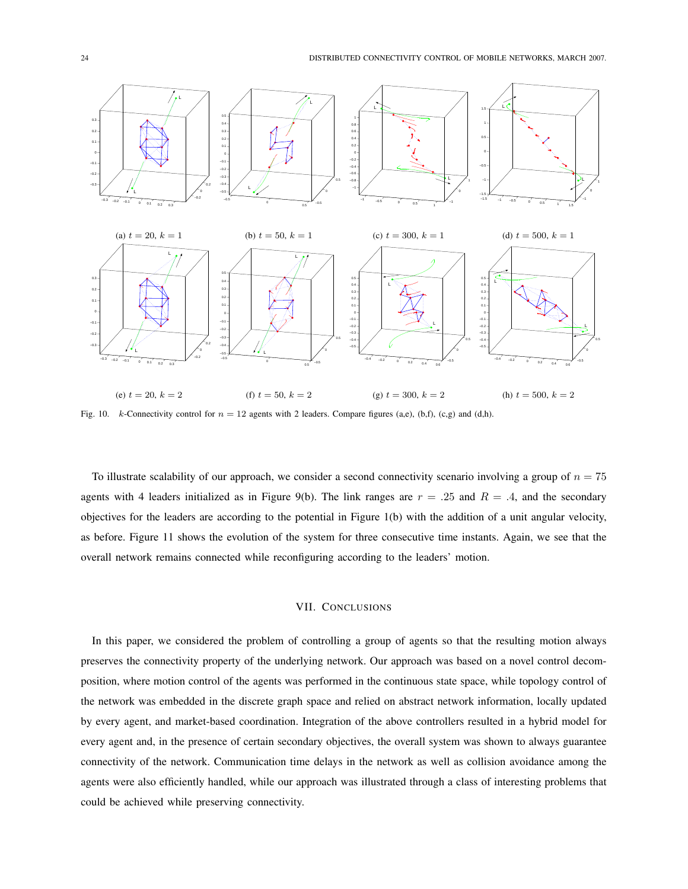(a) $t = 20$, $k = 1$ (b) $t = 50$, $k = 1$ (c) $t = 300$, $k = 1$ (d) $t = 500$, $k = 1$

(e) $t = 20$, $k = 2$ (f) $t = 50$, $k = 2$ (g) $t = 300$, $k = 2$ (h) $t = 500$, $k = 2$

Fig. 10. $k$-Connectivity control for $n = 12$ agents with 2 leaders. Compare figures (a,e), (b,f), (c,g) and (d,h).

To illustrate scalability of our approach, we consider a second connectivity scenario involving a group of $n = 75$ agents with 4 leaders initialized as in Figure 9(b). The link ranges are $r = .25$ and $R = .4$, and the secondary objectives for the leaders are according to the potential in Figure 1(b) with the addition of a unit angular velocity, as before. Figure 11 shows the evolution of the system for three consecutive time instants. Again, we see that the overall network remains connected while reconfiguring according to the leaders' motion.

## VII. Conclusions

In this paper, we considered the problem of controlling a group of agents so that the resulting motion always preserves the connectivity property of the underlying network. Our approach was based on a novel control decomposition, where motion control of the agents was performed in the continuous state space, while topology control of the network was embedded in the discrete graph space and relied on abstract network information, locally updated by every agent, and market-based coordination. Integration of the above controllers resulted in a hybrid model for every agent and, in the presence of certain secondary objectives, the overall system was shown to always guarantee connectivity of the network. Communication time delays in the network as well as collision avoidance among the agents were also efficiently handled, while our approach was illustrated through a class of interesting problems that could be achieved while preserving connectivity.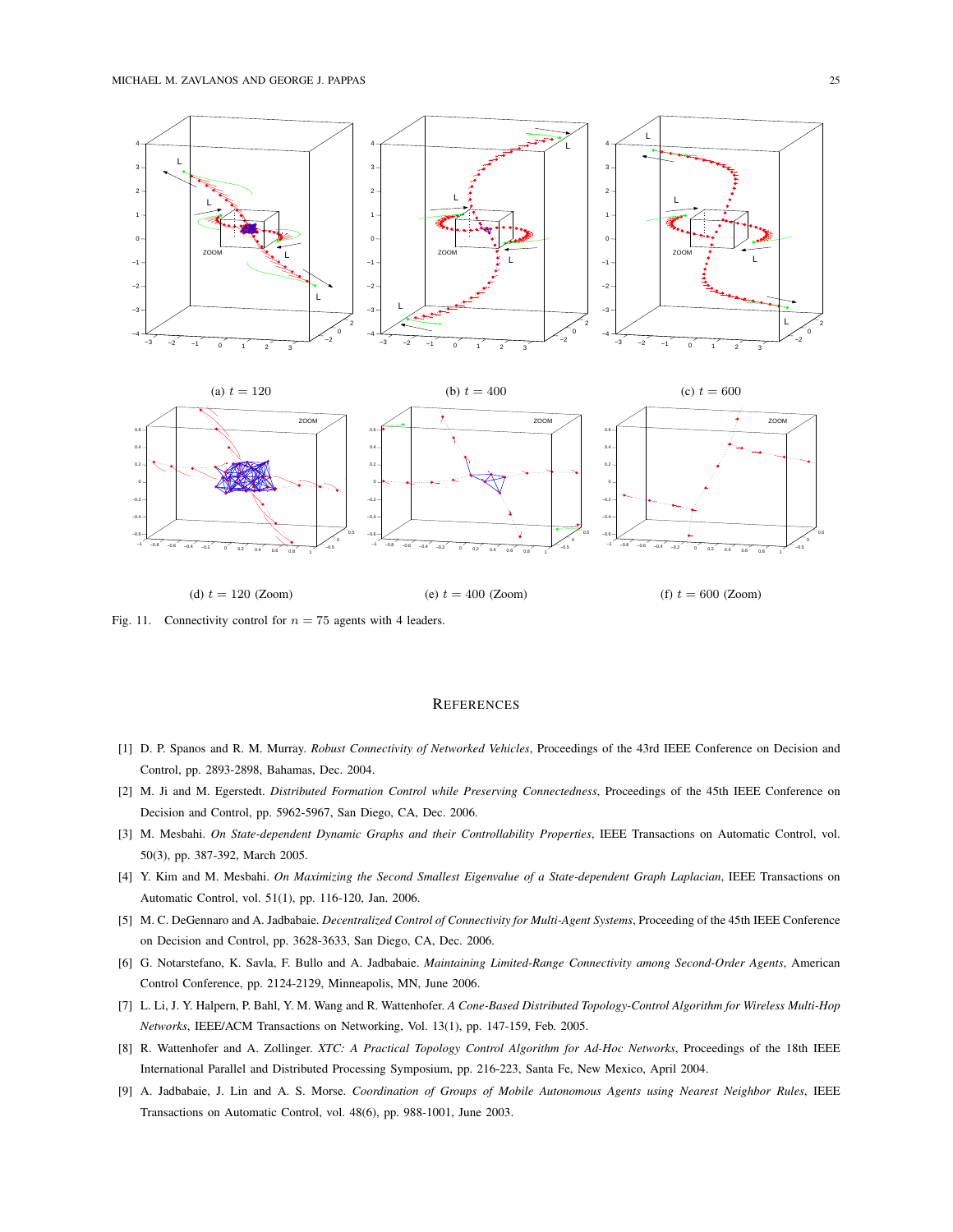(a) $t = 120$

(b) $t = 400$

(c) $t = 600$

(d) $t = 120$ (Zoom)

(e) $t = 400$ (Zoom)

(f) $t = 600$ (Zoom)

Fig. 11. Connectivity control for $n = 75$ agents with 4 leaders.

## REFERENCES

[1] D. P. Spanos and R. M. Murray. *Robust Connectivity of Networked Vehicles*, Proceedings of the 43rd IEEE Conference on Decision and Control, pp. 2893-2898, Bahamas, Dec. 2004.

[2] M. Ji and M. Egerstedt. *Distributed Formation Control while Preserving Connectedness*, Proceedings of the 45th IEEE Conference on Decision and Control, pp. 5962-5967, San Diego, CA, Dec. 2006.

[3] M. Mesbahi. *On State-dependent Dynamic Graphs and their Controllability Properties*, IEEE Transactions on Automatic Control, vol. 50(3), pp. 387-392, March 2005.

[4] Y. Kim and M. Mesbahi. *On Maximizing the Second Smallest Eigenvalue of a State-dependent Graph Laplacian*, IEEE Transactions on Automatic Control, vol. 51(1), pp. 116-120, Jan. 2006.

[5] M. C. DeGennaro and A. Jadbabaie. *Decentralized Control of Connectivity for Multi-Agent Systems*, Proceeding of the 45th IEEE Conference on Decision and Control, pp. 3628-3633, San Diego, CA, Dec. 2006.

[6] G. Notarstefano, K. Savla, F. Bullo and A. Jadbabaie. *Maintaining Limited-Range Connectivity among Second-Order Agents*, American Control Conference, pp. 2124-2129, Minneapolis, MN, June 2006.

[7] L. Li, J. Y. Halpern, P. Bahl, Y. M. Wang and R. Wattenhofer. *A Cone-Based Distributed Topology-Control Algorithm for Wireless Multi-Hop Networks*, IEEE/ACM Transactions on Networking, Vol. 13(1), pp. 147-159, Feb. 2005.

[8] R. Wattenhofer and A. Zollinger. *XTC: A Practical Topology Control Algorithm for Ad-Hoc Networks*, Proceedings of the 18th IEEE International Parallel and Distributed Processing Symposium, pp. 216-223, Santa Fe, New Mexico, April 2004.

[9] A. Jadbabaie, J. Lin and A. S. Morse. *Coordination of Groups of Mobile Autonomous Agents using Nearest Neighbor Rules*, IEEE Transactions on Automatic Control, vol. 48(6), pp. 988-1001, June 2003.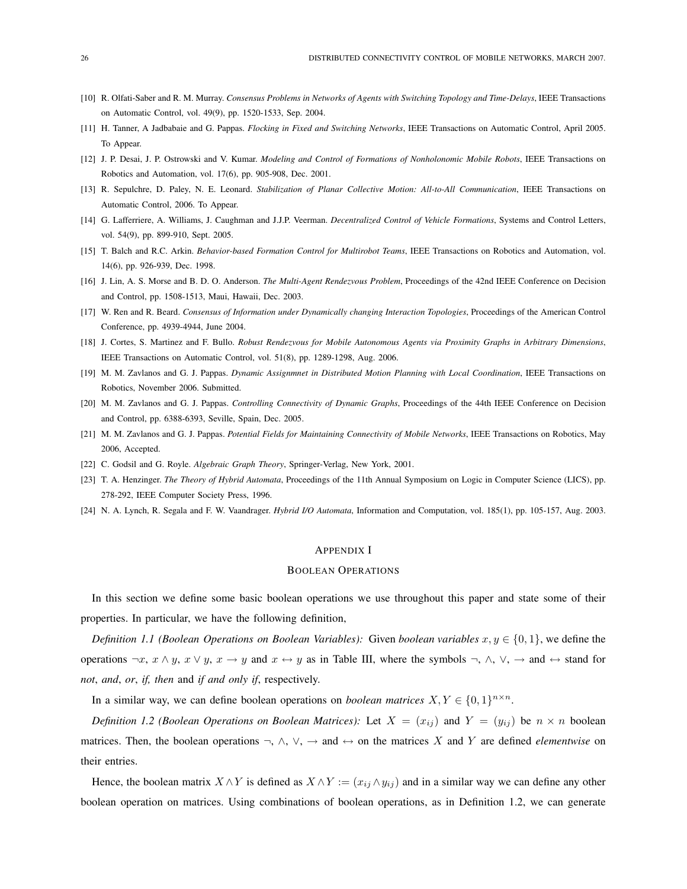[10] R. Olfati-Saber and R. M. Murray. *Consensus Problems in Networks of Agents with Switching Topology and Time-Delays*, IEEE Transactions on Automatic Control, vol. 49(9), pp. 1520-1533, Sep. 2004.

[11] H. Tanner, A Jadbabaie and G. Pappas. *Flocking in Fixed and Switching Networks*, IEEE Transactions on Automatic Control, April 2005. To Appear.

[12] J. P. Desai, J. P. Ostrowski and V. Kumar. *Modeling and Control of Formations of Nonholonomic Mobile Robots*, IEEE Transactions on Robotics and Automation, vol. 17(6), pp. 905-908, Dec. 2001.

[13] R. Sepulchre, D. Paley, N. E. Leonard. *Stabilization of Planar Collective Motion: All-to-All Communication*, IEEE Transactions on Automatic Control, 2006. To Appear.

[14] G. Lafferriere, A. Williams, J. Caughman and J.J.P. Veerman. *Decentralized Control of Vehicle Formations*, Systems and Control Letters, vol. 54(9), pp. 899-910, Sept. 2005.

[15] T. Balch and R.C. Arkin. *Behavior-based Formation Control for Multirobot Teams*, IEEE Transactions on Robotics and Automation, vol. 14(6), pp. 926-939, Dec. 1998.

[16] J. Lin, A. S. Morse and B. D. O. Anderson. *The Multi-Agent Rendezvous Problem*, Proceedings of the 42nd IEEE Conference on Decision and Control, pp. 1508-1513, Maui, Hawaii, Dec. 2003.

[17] W. Ren and R. Beard. *Consensus of Information under Dynamically changing Interaction Topologies*, Proceedings of the American Control Conference, pp. 4939-4944, June 2004.

[18] J. Cortes, S. Martinez and F. Bullo. *Robust Rendezvous for Mobile Autonomous Agents via Proximity Graphs in Arbitrary Dimensions*, IEEE Transactions on Automatic Control, vol. 51(8), pp. 1289-1298, Aug. 2006.

[19] M. M. Zavlanos and G. J. Pappas. *Dynamic Assignmnet in Distributed Motion Planning with Local Coordination*, IEEE Transactions on Robotics, November 2006. Submitted.

[20] M. M. Zavlanos and G. J. Pappas. *Controlling Connectivity of Dynamic Graphs*, Proceedings of the 44th IEEE Conference on Decision and Control, pp. 6388-6393, Seville, Spain, Dec. 2005.

[21] M. M. Zavlanos and G. J. Pappas. *Potential Fields for Maintaining Connectivity of Mobile Networks*, IEEE Transactions on Robotics, May 2006, Accepted.

[22] C. Godsil and G. Royle. *Algebraic Graph Theory*, Springer-Verlag, New York, 2001.

[23] T. A. Henzinger. *The Theory of Hybrid Automata*, Proceedings of the 11th Annual Symposium on Logic in Computer Science (LICS), pp. 278-292, IEEE Computer Society Press, 1996.

[24] N. A. Lynch, R. Segala and F. W. Vaandrager. *Hybrid I/O Automata*, Information and Computation, vol. 185(1), pp. 105-157, Aug. 2003.

# APPENDIX I
## BOOLEAN OPERATIONS

In this section we define some basic boolean operations we use throughout this paper and state some of their properties. In particular, we have the following definition,

*Definition 1.1 (Boolean Operations on Boolean Variables):* Given *boolean variables* $x, y \in \{0, 1\}$, we define the operations $\neg x$, $x \wedge y$, $x \vee y$, $x \rightarrow y$ and $x \leftrightarrow y$ as in Table III, where the symbols $\neg$, $\wedge$, $\vee$, $\rightarrow$ and $\leftrightarrow$ stand for *not*, *and*, *or*, *if, then* and *if and only if*, respectively.

In a similar way, we can define boolean operations on *boolean matrices* $X, Y \in \{0, 1\}^{n \times n}$.

*Definition 1.2 (Boolean Operations on Boolean Matrices):* Let $X = (x_{ij})$ and $Y = (y_{ij})$ be $n \times n$ boolean matrices. Then, the boolean operations $\neg$, $\wedge$, $\vee$, $\rightarrow$ and $\leftrightarrow$ on the matrices $X$ and $Y$ are defined *elementwise* on their entries.

Hence, the boolean matrix $X \wedge Y$ is defined as $X \wedge Y := (x_{ij} \wedge y_{ij})$ and in a similar way we can define any other boolean operation on matrices. Using combinations of boolean operations, as in Definition 1.2, we can generate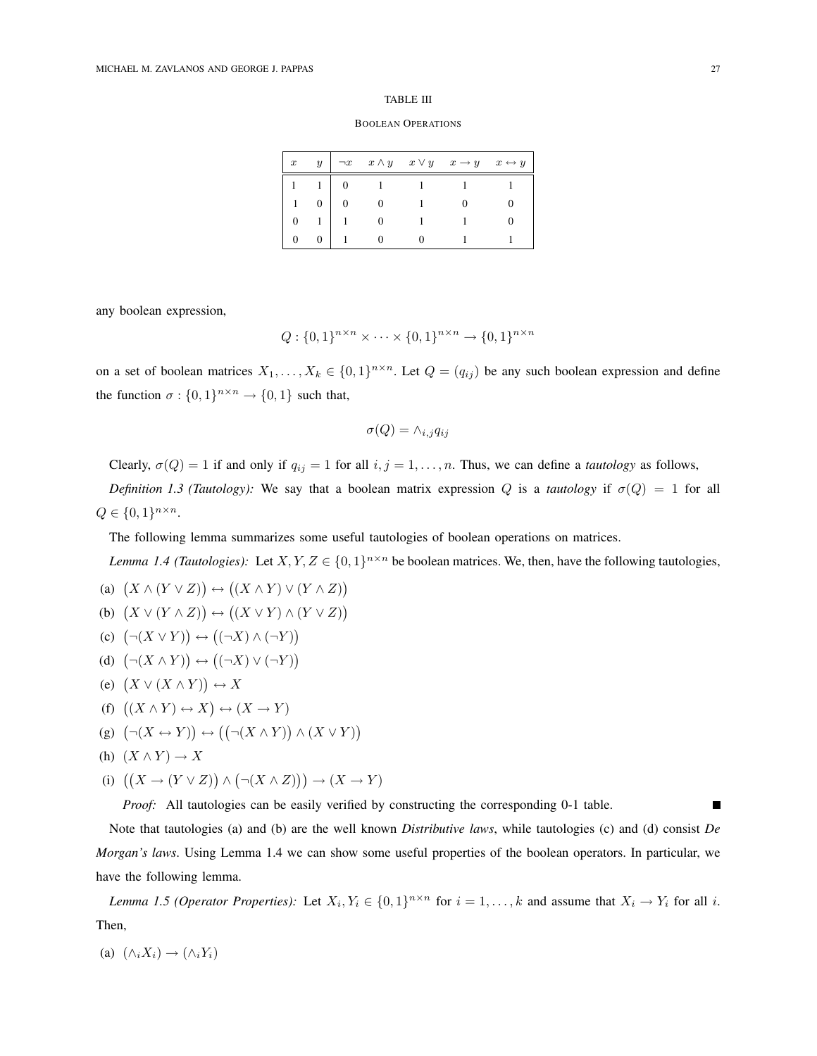TABLE III

BOOLEAN OPERATIONS

| $x$ | $y$ | $\neg x$ | $x \wedge y$ | $x \vee y$ | $x \rightarrow y$ | $x \leftrightarrow y$ |
|---|---|---|---|---|---|---|
| 1 | 1 | 0 | 1 | 1 | 1 | 1 |
| 1 | 0 | 0 | 0 | 1 | 0 | 0 |
| 0 | 1 | 1 | 0 | 1 | 1 | 0 |
| 0 | 0 | 1 | 0 | 0 | 1 | 1 |

any boolean expression,

$$Q : \{0,1\}^{n\times n} \times \cdots \times \{0,1\}^{n\times n} \rightarrow \{0,1\}^{n\times n}$$

on a set of boolean matrices $X_1, \ldots, X_k \in \{0,1\}^{n\times n}$. Let $Q = (q_{ij})$ be any such boolean expression and define the function $\sigma : \{0,1\}^{n\times n} \rightarrow \{0,1\}$ such that,

$$\sigma(Q) = \wedge_{i,j} q_{ij}$$

Clearly, $\sigma(Q) = 1$ if and only if $q_{ij} = 1$ for all $i, j = 1, \ldots, n$. Thus, we can define a *tautology* as follows,

*Definition 1.3 (Tautology):* We say that a boolean matrix expression $Q$ is a *tautology* if $\sigma(Q) = 1$ for all $Q \in \{0,1\}^{n\times n}$.

The following lemma summarizes some useful tautologies of boolean operations on matrices.

*Lemma 1.4 (Tautologies):* Let $X, Y, Z \in \{0,1\}^{n\times n}$ be boolean matrices. We, then, have the following tautologies,

(a) $\big(X \wedge (Y \vee Z)\big) \leftrightarrow \big((X \wedge Y) \vee (Y \wedge Z)\big)$

(b) $\big(X \vee (Y \wedge Z)\big) \leftrightarrow \big((X \vee Y) \wedge (Y \vee Z)\big)$

(c) $\big(\neg(X \vee Y)\big) \leftrightarrow \big((\neg X) \wedge (\neg Y)\big)$

(d) $\big(\neg(X \wedge Y)\big) \leftrightarrow \big((\neg X) \vee (\neg Y)\big)$

(e) $\big(X \vee (X \wedge Y)\big) \leftrightarrow X$

(f) $\big((X \wedge Y) \leftrightarrow X\big) \leftrightarrow (X \rightarrow Y)$

(g) $\big(\neg(X \leftrightarrow Y)\big) \leftrightarrow \big(\big(\neg(X \wedge Y)\big) \wedge (X \vee Y)\big)$

(h) $(X \wedge Y) \rightarrow X$

(i) $\big(\big(X \rightarrow (Y \vee Z)\big) \wedge \big(\neg(X \wedge Z)\big)\big) \rightarrow (X \rightarrow Y)$

*Proof:* All tautologies can be easily verified by constructing the corresponding 0-1 table. ■

Note that tautologies (a) and (b) are the well known *Distributive laws*, while tautologies (c) and (d) consist *De Morgan's laws*. Using Lemma 1.4 we can show some useful properties of the boolean operators. In particular, we have the following lemma.

*Lemma 1.5 (Operator Properties):* Let $X_i, Y_i \in \{0,1\}^{n\times n}$ for $i = 1, \ldots, k$ and assume that $X_i \rightarrow Y_i$ for all $i$. Then,

(a) $(\wedge_i X_i) \rightarrow (\wedge_i Y_i)$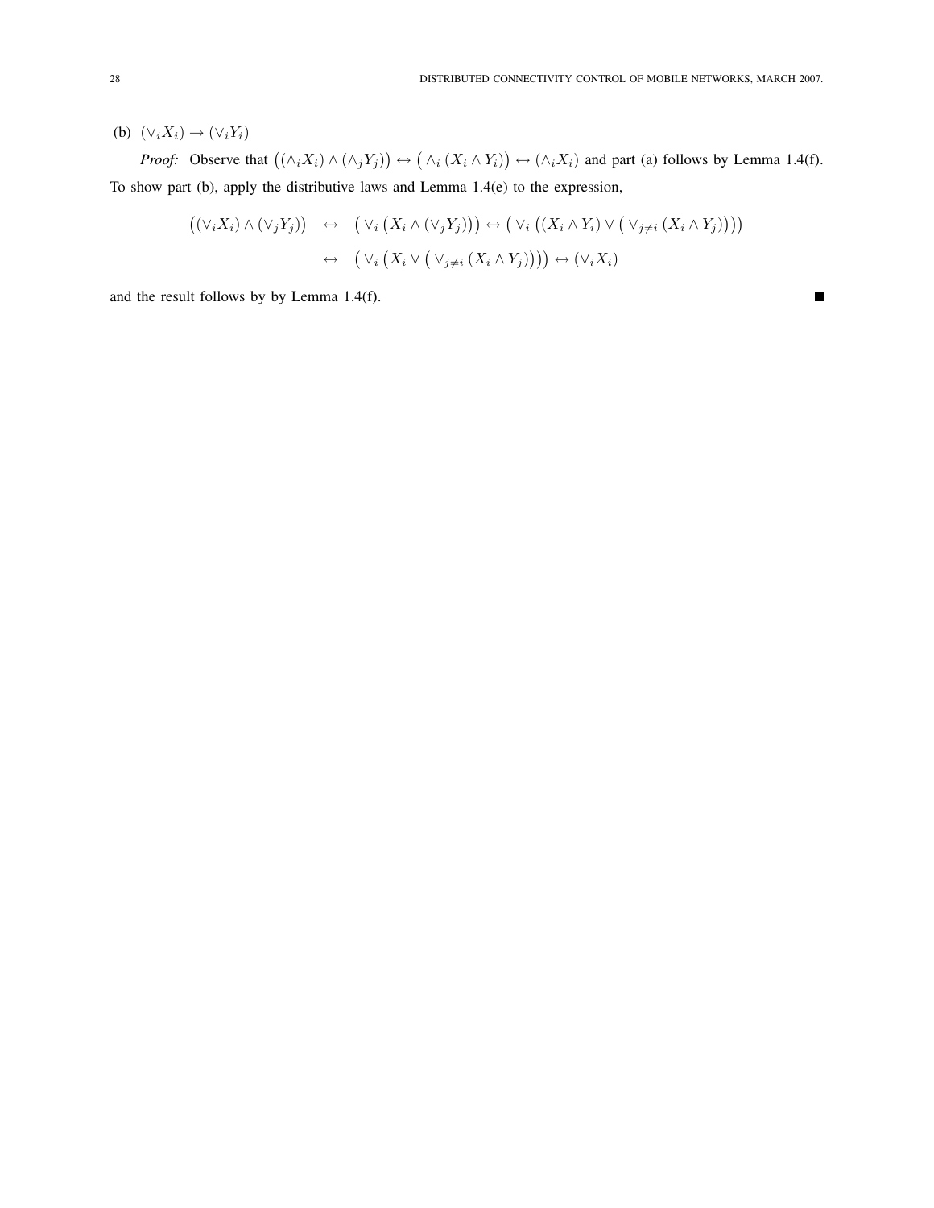(b) $(\vee_i X_i) \rightarrow (\vee_i Y_i)$

*Proof:* Observe that $\big((\wedge_i X_i) \wedge (\wedge_j Y_j)\big) \leftrightarrow \big(\wedge_i (X_i \wedge Y_i)\big) \leftrightarrow (\wedge_i X_i)$ and part (a) follows by Lemma 1.4(f). To show part (b), apply the distributive laws and Lemma 1.4(e) to the expression,

$$
\begin{aligned}
\big((\vee_i X_i) \wedge (\vee_j Y_j)\big) &\leftrightarrow \big(\vee_i \big(X_i \wedge (\vee_j Y_j)\big)\big) \leftrightarrow \big(\vee_i \big((X_i \wedge Y_i) \vee \big(\vee_{j \neq i} (X_i \wedge Y_j)\big)\big)\big) \\
&\leftrightarrow \big(\vee_i \big(X_i \vee \big(\vee_{j \neq i} (X_i \wedge Y_j)\big)\big)\big) \leftrightarrow (\vee_i X_i)
\end{aligned}
$$

and the result follows by by Lemma 1.4(f). ■